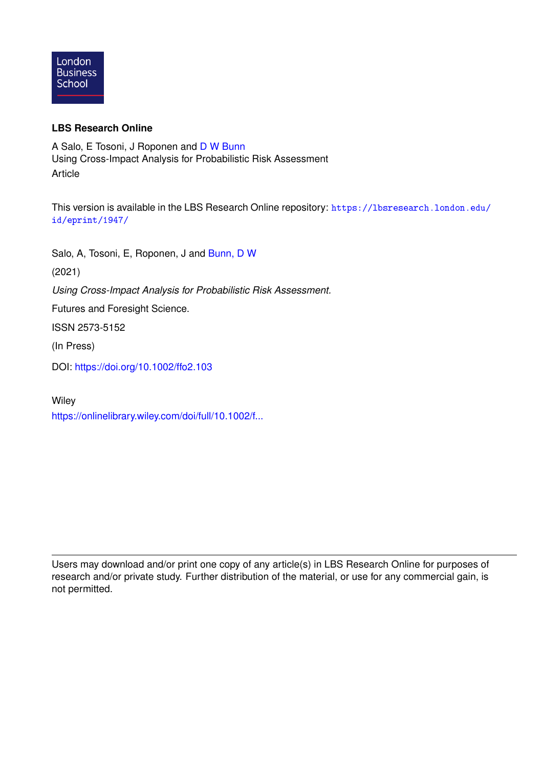London Business School

**LBS Research Online**

A Salo, E Tosoni, J Roponen and D W Bunn
Using Cross-Impact Analysis for Probabilistic Risk Assessment
Article

This version is available in the LBS Research Online repository: https://lbsresearch.london.edu/id/eprint/1947/

Salo, A, Tosoni, E, Roponen, J and Bunn, D W

(2021)

*Using Cross-Impact Analysis for Probabilistic Risk Assessment.*

Futures and Foresight Science.

ISSN 2573-5152

(In Press)

DOI: https://doi.org/10.1002/ffo2.103

Wiley

https://onlinelibrary.wiley.com/doi/full/10.1002/f...

---

Users may download and/or print one copy of any article(s) in LBS Research Online for purposes of research and/or private study. Further distribution of the material, or use for any commercial gain, is not permitted.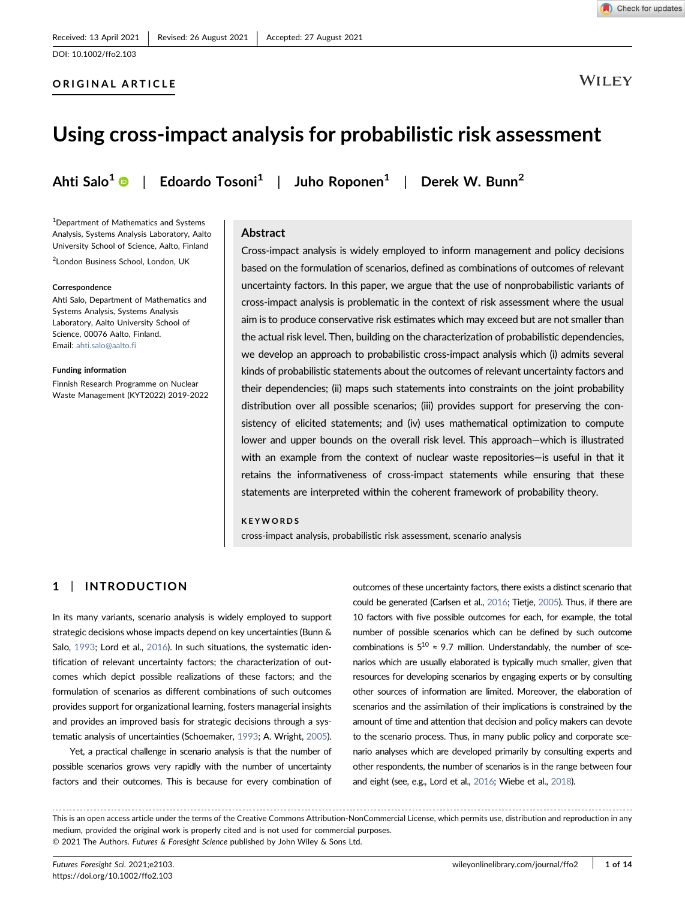Received: 13 April 2021 | Revised: 26 August 2021 | Accepted: 27 August 2021

DOI: 10.1002/ffo2.103

ORIGINAL ARTICLE

# Using cross-impact analysis for probabilistic risk assessment

Ahti Salo[1] | Edoardo Tosoni[1] | Juho Roponen[1] | Derek W. Bunn[2]

[1]Department of Mathematics and Systems Analysis, Systems Analysis Laboratory, Aalto University School of Science, Aalto, Finland

[2]London Business School, London, UK

**Correspondence**

Ahti Salo, Department of Mathematics and Systems Analysis, Systems Analysis Laboratory, Aalto University School of Science, 00076 Aalto, Finland.
Email: ahti.salo@aalto.fi

**Funding information**

Finnish Research Programme on Nuclear Waste Management (KYT2022) 2019-2022

## Abstract

Cross-impact analysis is widely employed to inform management and policy decisions based on the formulation of scenarios, defined as combinations of outcomes of relevant uncertainty factors. In this paper, we argue that the use of nonprobabilistic variants of cross-impact analysis is problematic in the context of risk assessment where the usual aim is to produce conservative risk estimates which may exceed but are not smaller than the actual risk level. Then, building on the characterization of probabilistic dependencies, we develop an approach to probabilistic cross-impact analysis which (i) admits several kinds of probabilistic statements about the outcomes of relevant uncertainty factors and their dependencies; (ii) maps such statements into constraints on the joint probability distribution over all possible scenarios; (iii) provides support for preserving the consistency of elicited statements; and (iv) uses mathematical optimization to compute lower and upper bounds on the overall risk level. This approach—which is illustrated with an example from the context of nuclear waste repositories—is useful in that it retains the informativeness of cross-impact statements while ensuring that these statements are interpreted within the coherent framework of probability theory.

**KEYWORDS**

cross-impact analysis, probabilistic risk assessment, scenario analysis

## 1 | INTRODUCTION

In its many variants, scenario analysis is widely employed to support strategic decisions whose impacts depend on key uncertainties (Bunn & Salo, 1993; Lord et al., 2016). In such situations, the systematic identification of relevant uncertainty factors; the characterization of outcomes which depict possible realizations of these factors; and the formulation of scenarios as different combinations of such outcomes provides support for organizational learning, fosters managerial insights and provides an improved basis for strategic decisions through a systematic analysis of uncertainties (Schoemaker, 1993; A. Wright, 2005).

Yet, a practical challenge in scenario analysis is that the number of possible scenarios grows very rapidly with the number of uncertainty factors and their outcomes. This is because for every combination of outcomes of these uncertainty factors, there exists a distinct scenario that could be generated (Carlsen et al., 2016; Tietje, 2005). Thus, if there are 10 factors with five possible outcomes for each, for example, the total number of possible scenarios which can be defined by such outcome combinations is $5^{10} \approx 9.7$ million. Understandably, the number of scenarios which are usually elaborated is typically much smaller, given that resources for developing scenarios by engaging experts or by consulting other sources of information are limited. Moreover, the elaboration of scenarios and the assimilation of their implications is constrained by the amount of time and attention that decision and policy makers can devote to the scenario process. Thus, in many public policy and corporate scenario analyses which are developed primarily by consulting experts and other respondents, the number of scenarios is in the range between four and eight (see, e.g., Lord et al., 2016; Wiebe et al., 2018).

This is an open access article under the terms of the Creative Commons Attribution-NonCommercial License, which permits use, distribution and reproduction in any medium, provided the original work is properly cited and is not used for commercial purposes.
© 2021 The Authors. *Futures & Foresight Science* published by John Wiley & Sons Ltd.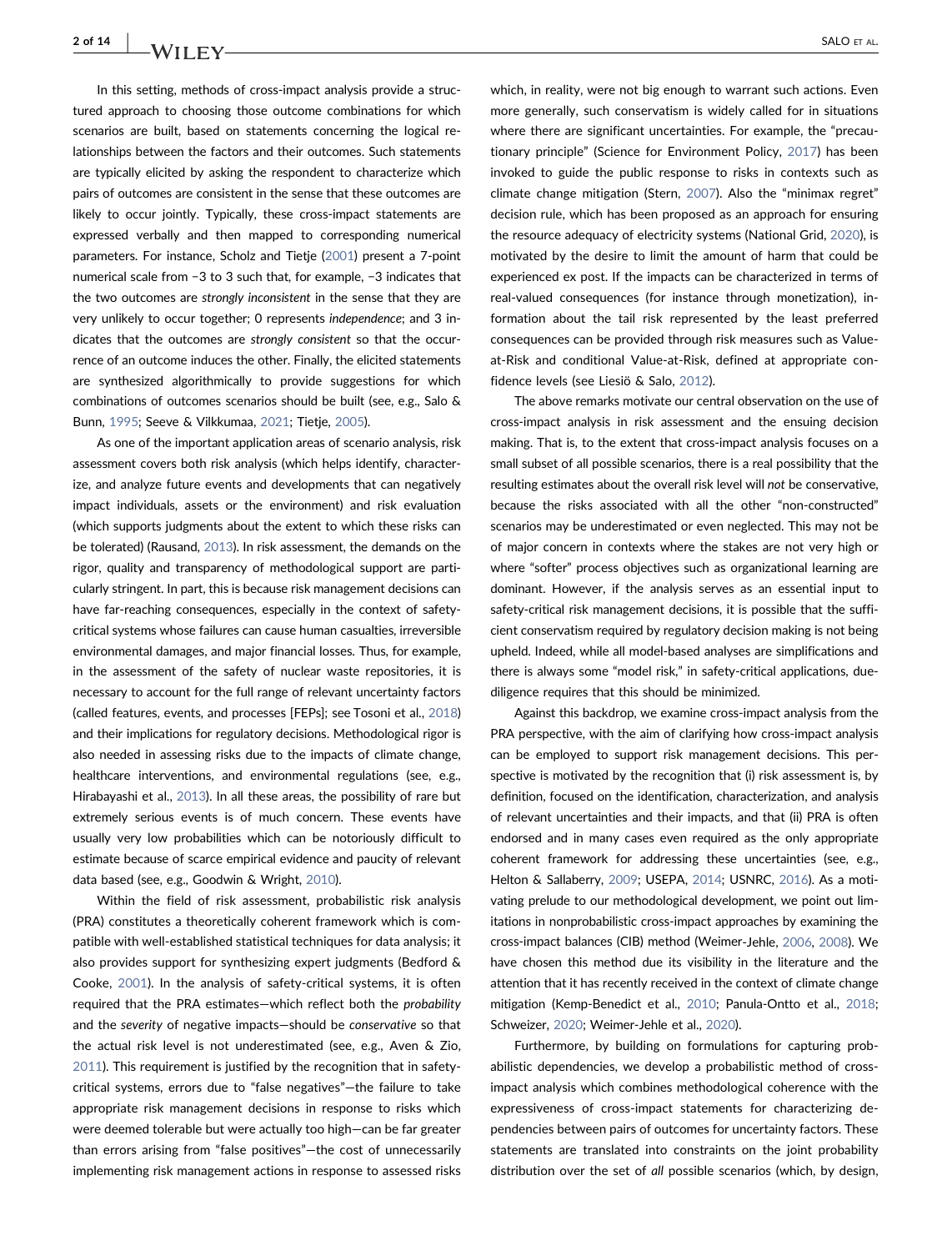In this setting, methods of cross-impact analysis provide a structured approach to choosing those outcome combinations for which scenarios are built, based on statements concerning the logical relationships between the factors and their outcomes. Such statements are typically elicited by asking the respondent to characterize which pairs of outcomes are consistent in the sense that these outcomes are likely to occur jointly. Typically, these cross-impact statements are expressed verbally and then mapped to corresponding numerical parameters. For instance, Scholz and Tietje (2001) present a 7-point numerical scale from −3 to 3 such that, for example, −3 indicates that the two outcomes are *strongly inconsistent* in the sense that they are very unlikely to occur together; 0 represents *independence*; and 3 indicates that the outcomes are *strongly consistent* so that the occurrence of an outcome induces the other. Finally, the elicited statements are synthesized algorithmically to provide suggestions for which combinations of outcomes scenarios should be built (see, e.g., Salo & Bunn, 1995; Seeve & Vilkkumaa, 2021; Tietje, 2005).

As one of the important application areas of scenario analysis, risk assessment covers both risk analysis (which helps identify, characterize, and analyze future events and developments that can negatively impact individuals, assets or the environment) and risk evaluation (which supports judgments about the extent to which these risks can be tolerated) (Rausand, 2013). In risk assessment, the demands on the rigor, quality and transparency of methodological support are particularly stringent. In part, this is because risk management decisions can have far-reaching consequences, especially in the context of safety-critical systems whose failures can cause human casualties, irreversible environmental damages, and major financial losses. Thus, for example, in the assessment of the safety of nuclear waste repositories, it is necessary to account for the full range of relevant uncertainty factors (called features, events, and processes [FEPs]; see Tosoni et al., 2018) and their implications for regulatory decisions. Methodological rigor is also needed in assessing risks due to the impacts of climate change, healthcare interventions, and environmental regulations (see, e.g., Hirabayashi et al., 2013). In all these areas, the possibility of rare but extremely serious events is of much concern. These events have usually very low probabilities which can be notoriously difficult to estimate because of scarce empirical evidence and paucity of relevant data based (see, e.g., Goodwin & Wright, 2010).

Within the field of risk assessment, probabilistic risk analysis (PRA) constitutes a theoretically coherent framework which is compatible with well-established statistical techniques for data analysis; it also provides support for synthesizing expert judgments (Bedford & Cooke, 2001). In the analysis of safety-critical systems, it is often required that the PRA estimates—which reflect both the *probability* and the *severity* of negative impacts—should be *conservative* so that the actual risk level is not underestimated (see, e.g., Aven & Zio, 2011). This requirement is justified by the recognition that in safety-critical systems, errors due to "false negatives"—the failure to take appropriate risk management decisions in response to risks which were deemed tolerable but were actually too high—can be far greater than errors arising from "false positives"—the cost of unnecessarily implementing risk management actions in response to assessed risks which, in reality, were not big enough to warrant such actions. Even more generally, such conservatism is widely called for in situations where there are significant uncertainties. For example, the "precautionary principle" (Science for Environment Policy, 2017) has been invoked to guide the public response to risks in contexts such as climate change mitigation (Stern, 2007). Also the "minimax regret" decision rule, which has been proposed as an approach for ensuring the resource adequacy of electricity systems (National Grid, 2020), is motivated by the desire to limit the amount of harm that could be experienced ex post. If the impacts can be characterized in terms of real-valued consequences (for instance through monetization), information about the tail risk represented by the least preferred consequences can be provided through risk measures such as Value-at-Risk and conditional Value-at-Risk, defined at appropriate confidence levels (see Liesiö & Salo, 2012).

The above remarks motivate our central observation on the use of cross-impact analysis in risk assessment and the ensuing decision making. That is, to the extent that cross-impact analysis focuses on a small subset of all possible scenarios, there is a real possibility that the resulting estimates about the overall risk level will *not* be conservative, because the risks associated with all the other "non-constructed" scenarios may be underestimated or even neglected. This may not be of major concern in contexts where the stakes are not very high or where "softer" process objectives such as organizational learning are dominant. However, if the analysis serves as an essential input to safety-critical risk management decisions, it is possible that the sufficient conservatism required by regulatory decision making is not being upheld. Indeed, while all model-based analyses are simplifications and there is always some "model risk," in safety-critical applications, due-diligence requires that this should be minimized.

Against this backdrop, we examine cross-impact analysis from the PRA perspective, with the aim of clarifying how cross-impact analysis can be employed to support risk management decisions. This perspective is motivated by the recognition that (i) risk assessment is, by definition, focused on the identification, characterization, and analysis of relevant uncertainties and their impacts, and that (ii) PRA is often endorsed and in many cases even required as the only appropriate coherent framework for addressing these uncertainties (see, e.g., Helton & Sallaberry, 2009; USEPA, 2014; USNRC, 2016). As a motivating prelude to our methodological development, we point out limitations in nonprobabilistic cross-impact approaches by examining the cross-impact balances (CIB) method (Weimer-Jehle, 2006, 2008). We have chosen this method due its visibility in the literature and the attention that it has recently received in the context of climate change mitigation (Kemp-Benedict et al., 2010; Panula-Ontto et al., 2018; Schweizer, 2020; Weimer-Jehle et al., 2020).

Furthermore, by building on formulations for capturing probabilistic dependencies, we develop a probabilistic method of cross-impact analysis which combines methodological coherence with the expressiveness of cross-impact statements for characterizing dependencies between pairs of outcomes for uncertainty factors. These statements are translated into constraints on the joint probability distribution over the set of *all* possible scenarios (which, by design,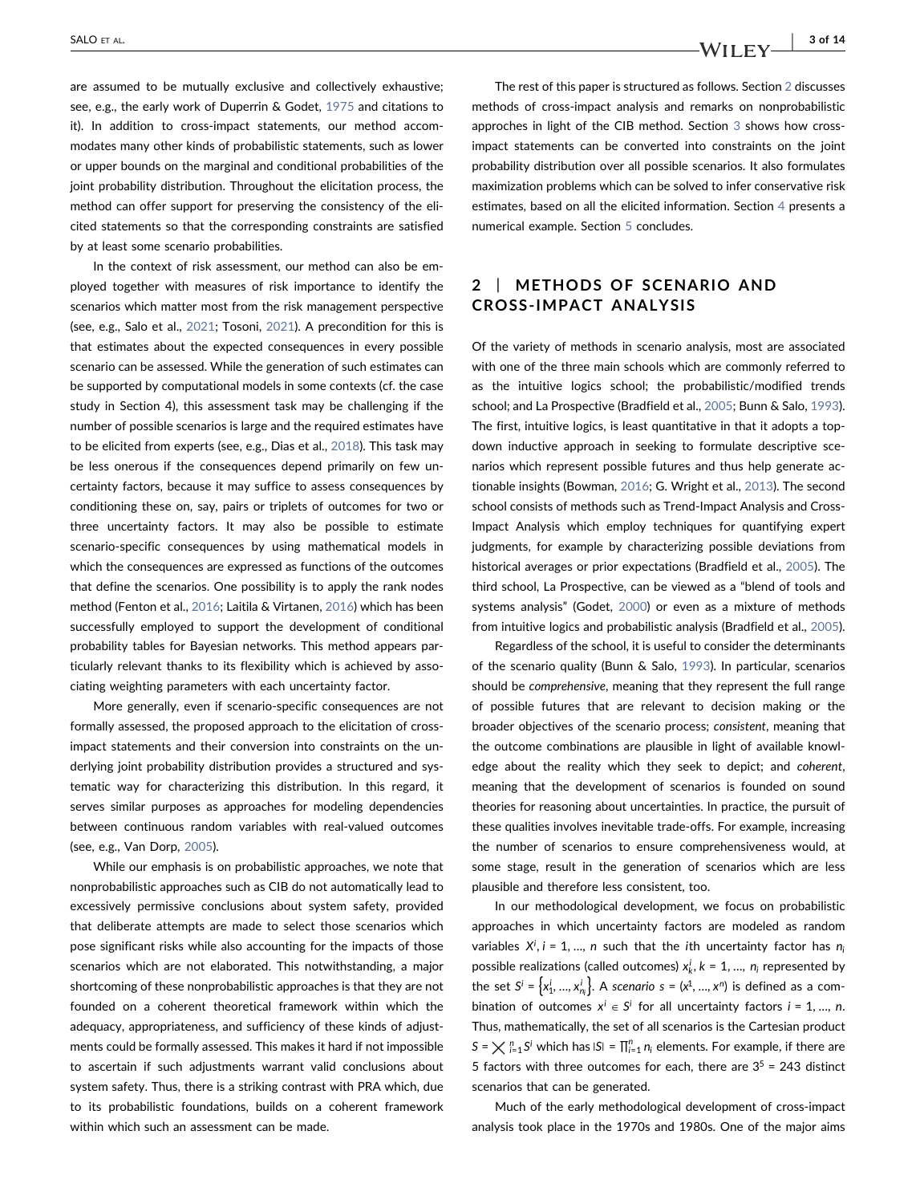are assumed to be mutually exclusive and collectively exhaustive; see, e.g., the early work of Duperrin & Godet, 1975 and citations to it). In addition to cross-impact statements, our method accommodates many other kinds of probabilistic statements, such as lower or upper bounds on the marginal and conditional probabilities of the joint probability distribution. Throughout the elicitation process, the method can offer support for preserving the consistency of the elicited statements so that the corresponding constraints are satisfied by at least some scenario probabilities.

In the context of risk assessment, our method can also be employed together with measures of risk importance to identify the scenarios which matter most from the risk management perspective (see, e.g., Salo et al., 2021; Tosoni, 2021). A precondition for this is that estimates about the expected consequences in every possible scenario can be assessed. While the generation of such estimates can be supported by computational models in some contexts (cf. the case study in Section 4), this assessment task may be challenging if the number of possible scenarios is large and the required estimates have to be elicited from experts (see, e.g., Dias et al., 2018). This task may be less onerous if the consequences depend primarily on few uncertainty factors, because it may suffice to assess consequences by conditioning these on, say, pairs or triplets of outcomes for two or three uncertainty factors. It may also be possible to estimate scenario-specific consequences by using mathematical models in which the consequences are expressed as functions of the outcomes that define the scenarios. One possibility is to apply the rank nodes method (Fenton et al., 2016; Laitila & Virtanen, 2016) which has been successfully employed to support the development of conditional probability tables for Bayesian networks. This method appears particularly relevant thanks to its flexibility which is achieved by associating weighting parameters with each uncertainty factor.

More generally, even if scenario-specific consequences are not formally assessed, the proposed approach to the elicitation of cross-impact statements and their conversion into constraints on the underlying joint probability distribution provides a structured and systematic way for characterizing this distribution. In this regard, it serves similar purposes as approaches for modeling dependencies between continuous random variables with real-valued outcomes (see, e.g., Van Dorp, 2005).

While our emphasis is on probabilistic approaches, we note that nonprobabilistic approaches such as CIB do not automatically lead to excessively permissive conclusions about system safety, provided that deliberate attempts are made to select those scenarios which pose significant risks while also accounting for the impacts of those scenarios which are not elaborated. This notwithstanding, a major shortcoming of these nonprobabilistic approaches is that they are not founded on a coherent theoretical framework within which the adequacy, appropriateness, and sufficiency of these kinds of adjustments could be formally assessed. This makes it hard if not impossible to ascertain if such adjustments warrant valid conclusions about system safety. Thus, there is a striking contrast with PRA which, due to its probabilistic foundations, builds on a coherent framework within which such an assessment can be made.

The rest of this paper is structured as follows. Section 2 discusses methods of cross-impact analysis and remarks on nonprobabilistic approches in light of the CIB method. Section 3 shows how cross-impact statements can be converted into constraints on the joint probability distribution over all possible scenarios. It also formulates maximization problems which can be solved to infer conservative risk estimates, based on all the elicited information. Section 4 presents a numerical example. Section 5 concludes.

## 2 | METHODS OF SCENARIO AND CROSS-IMPACT ANALYSIS

Of the variety of methods in scenario analysis, most are associated with one of the three main schools which are commonly referred to as the intuitive logics school; the probabilistic/modified trends school; and La Prospective (Bradfield et al., 2005; Bunn & Salo, 1993). The first, intuitive logics, is least quantitative in that it adopts a top-down inductive approach in seeking to formulate descriptive scenarios which represent possible futures and thus help generate actionable insights (Bowman, 2016; G. Wright et al., 2013). The second school consists of methods such as Trend-Impact Analysis and Cross-Impact Analysis which employ techniques for quantifying expert judgments, for example by characterizing possible deviations from historical averages or prior expectations (Bradfield et al., 2005). The third school, La Prospective, can be viewed as a "blend of tools and systems analysis" (Godet, 2000) or even as a mixture of methods from intuitive logics and probabilistic analysis (Bradfield et al., 2005).

Regardless of the school, it is useful to consider the determinants of the scenario quality (Bunn & Salo, 1993). In particular, scenarios should be *comprehensive*, meaning that they represent the full range of possible futures that are relevant to decision making or the broader objectives of the scenario process; *consistent*, meaning that the outcome combinations are plausible in light of available knowledge about the reality which they seek to depict; and *coherent*, meaning that the development of scenarios is founded on sound theories for reasoning about uncertainties. In practice, the pursuit of these qualities involves inevitable trade-offs. For example, increasing the number of scenarios to ensure comprehensiveness would, at some stage, result in the generation of scenarios which are less plausible and therefore less consistent, too.

In our methodological development, we focus on probabilistic approaches in which uncertainty factors are modeled as random variables $X^i, i = 1, \ldots, n$ such that the $i$th uncertainty factor has $n_i$ possible realizations (called outcomes) $x^i_k, k = 1, \ldots, n_i$ represented by the set $S^i = \{x^i_1, \ldots, x^i_{n_i}\}$. A *scenario* $s = (x^1, \ldots, x^n)$ is defined as a combination of outcomes $x^i \in S^i$ for all uncertainty factors $i = 1, \ldots, n$. Thus, mathematically, the set of all scenarios is the Cartesian product $S = \times_{i=1}^{n} S^i$ which has $|S| = \prod_{i=1}^{n} n_i$ elements. For example, if there are 5 factors with three outcomes for each, there are $3^5 = 243$ distinct scenarios that can be generated.

Much of the early methodological development of cross-impact analysis took place in the 1970s and 1980s. One of the major aims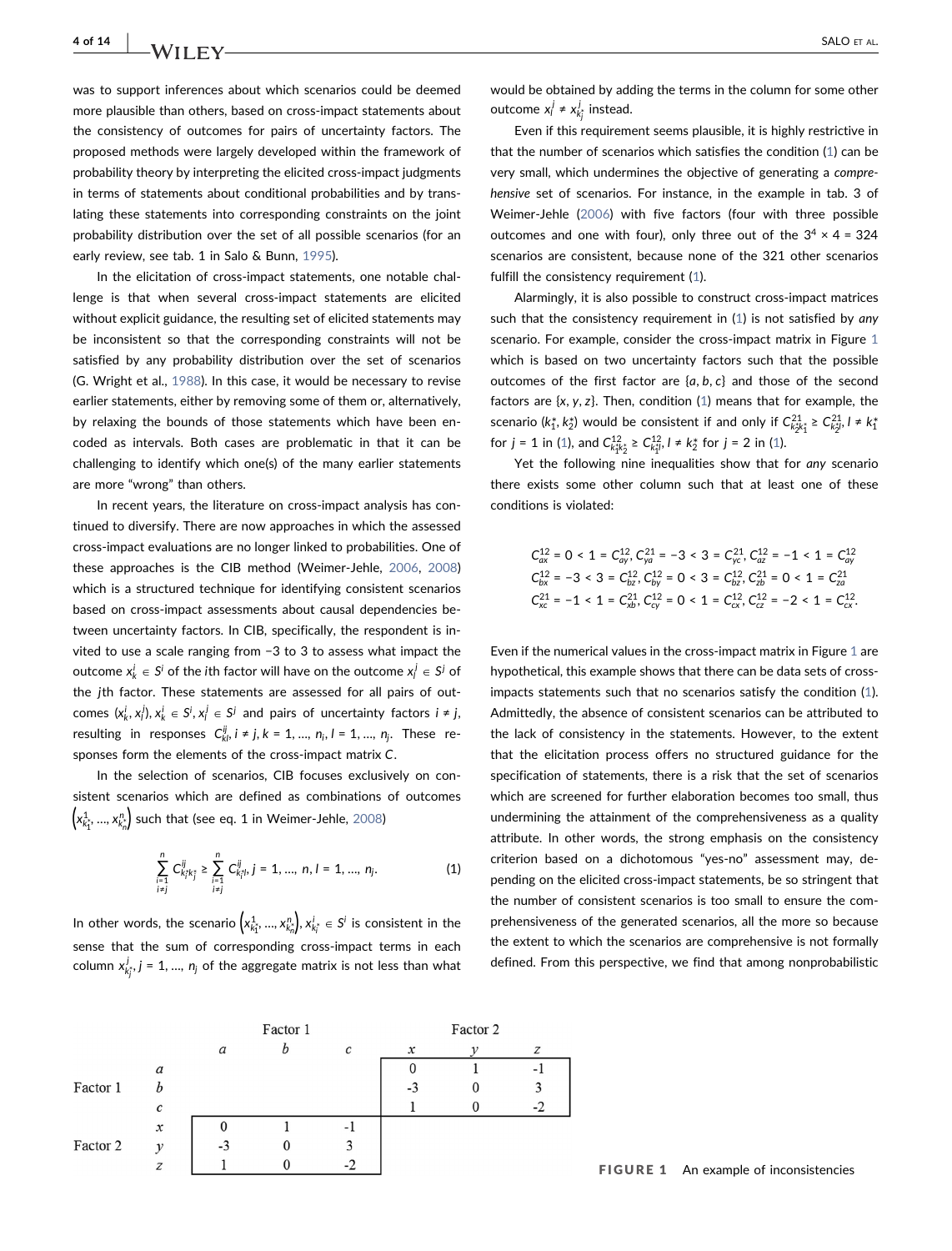was to support inferences about which scenarios could be deemed more plausible than others, based on cross-impact statements about the consistency of outcomes for pairs of uncertainty factors. The proposed methods were largely developed within the framework of probability theory by interpreting the elicited cross-impact judgments in terms of statements about conditional probabilities and by translating these statements into corresponding constraints on the joint probability distribution over the set of all possible scenarios (for an early review, see tab. 1 in Salo & Bunn, 1995).

In the elicitation of cross-impact statements, one notable challenge is that when several cross-impact statements are elicited without explicit guidance, the resulting set of elicited statements may be inconsistent so that the corresponding constraints will not be satisfied by any probability distribution over the set of scenarios (G. Wright et al., 1988). In this case, it would be necessary to revise earlier statements, either by removing some of them or, alternatively, by relaxing the bounds of those statements which have been encoded as intervals. Both cases are problematic in that it can be challenging to identify which one(s) of the many earlier statements are more "wrong" than others.

In recent years, the literature on cross-impact analysis has continued to diversify. There are now approaches in which the assessed cross-impact evaluations are no longer linked to probabilities. One of these approaches is the CIB method (Weimer-Jehle, 2006, 2008) which is a structured technique for identifying consistent scenarios based on cross-impact assessments about causal dependencies between uncertainty factors. In CIB, specifically, the respondent is invited to use a scale ranging from −3 to 3 to assess what impact the outcome $x_k^i \in S^i$ of the $i$th factor will have on the outcome $x_l^j \in S^j$ of the $j$th factor. These statements are assessed for all pairs of outcomes $(x_k^i, x_l^j), x_k^i \in S^i, x_l^j \in S^j$ and pairs of uncertainty factors $i \neq j$, resulting in responses $C_{kl}^{ij}, i \neq j, k = 1, \ldots, n_i, l = 1, \ldots, n_j$. These responses form the elements of the cross-impact matrix $C$.

In the selection of scenarios, CIB focuses exclusively on consistent scenarios which are defined as combinations of outcomes $\left(x_{k_1^*}^1, \ldots, x_{k_n^*}^n\right)$ such that (see eq. 1 in Weimer-Jehle, 2008)

$$\sum_{\substack{i=1 \\ i \neq j}}^{n} C_{k_i^* k_j^*}^{ij} \geq \sum_{\substack{i=1 \\ i \neq j}}^{n} C_{k_i^* l}^{ij}, \; j = 1, \ldots, n, \; l = 1, \ldots, n_j. \tag{1}$$

In other words, the scenario $\left(x_{k_1^*}^1, \ldots, x_{k_n^*}^n\right), x_{k_i^*}^i \in S^i$ is consistent in the sense that the sum of corresponding cross-impact terms in each column $x_{k_j^*}^j, j = 1, \ldots, n_j$ of the aggregate matrix is not less than what would be obtained by adding the terms in the column for some other outcome $x_l^j \neq x_{k_j^*}^j$ instead.

Even if this requirement seems plausible, it is highly restrictive in that the number of scenarios which satisfies the condition (1) can be very small, which undermines the objective of generating a *comprehensive* set of scenarios. For instance, in the example in tab. 3 of Weimer-Jehle (2006) with five factors (four with three possible outcomes and one with four), only three out of the $3^4 \times 4 = 324$ scenarios are consistent, because none of the 321 other scenarios fulfill the consistency requirement (1).

Alarmingly, it is also possible to construct cross-impact matrices such that the consistency requirement in (1) is not satisfied by *any* scenario. For example, consider the cross-impact matrix in Figure 1 which is based on two uncertainty factors such that the possible outcomes of the first factor are $\{a, b, c\}$ and those of the second factors are $\{x, y, z\}$. Then, condition (1) means that for example, the scenario $(k_1^*, k_2^*)$ would be consistent if and only if $C_{k_2^* k_1^*}^{21} \geq C_{k_2^* l}^{21}, l \neq k_1^*$ for $j = 1$ in (1), and $C_{k_1^* k_2^*}^{12} \geq C_{k_1^* l}^{12}, l \neq k_2^*$ for $j = 2$ in (1).

Yet the following nine inequalities show that for *any* scenario there exists some other column such that at least one of these conditions is violated:

$$\begin{aligned}
&C_{ax}^{12} = 0 < 1 = C_{ay}^{12}, C_{ya}^{21} = -3 < 3 = C_{yc}^{21}, C_{az}^{12} = -1 < 1 = C_{ay}^{12} \\
&C_{bx}^{12} = -3 < 3 = C_{bz}^{12}, C_{by}^{12} = 0 < 3 = C_{bz}^{12}, C_{zb}^{21} = 0 < 1 = C_{za}^{21} \\
&C_{xc}^{21} = -1 < 1 = C_{xb}^{21}, C_{cy}^{12} = 0 < 1 = C_{cx}^{12}, C_{cz}^{12} = -2 < 1 = C_{cx}^{12}.
\end{aligned}$$

Even if the numerical values in the cross-impact matrix in Figure 1 are hypothetical, this example shows that there can be data sets of cross-impacts statements such that no scenarios satisfy the condition (1). Admittedly, the absence of consistent scenarios can be attributed to the lack of consistency in the statements. However, to the extent that the elicitation process offers no structured guidance for the specification of statements, there is a risk that the set of scenarios which are screened for further elaboration becomes too small, thus undermining the attainment of the comprehensiveness as a quality attribute. In other words, the strong emphasis on the consistency criterion based on a dichotomous "yes-no" assessment may, depending on the elicited cross-impact statements, be so stringent that the number of consistent scenarios is too small to ensure the comprehensiveness of the generated scenarios, all the more so because the extent to which the scenarios are comprehensive is not formally defined. From this perspective, we find that among nonprobabilistic

| | | Factor 1 | | | Factor 2 | | |
|---|---|---|---|---|---|---|---|
| | | *a* | *b* | *c* | *x* | *y* | *z* |
| Factor 1 | *a* | | | | 0 | 1 | -1 |
| | *b* | | | | -3 | 0 | 3 |
| | *c* | | | | 1 | 0 | -2 |
| Factor 2 | *x* | 0 | 1 | -1 | | | |
| | *y* | -3 | 0 | 3 | | | |
| | *z* | 1 | 0 | -2 | | | |

**FIGURE 1** An example of inconsistencies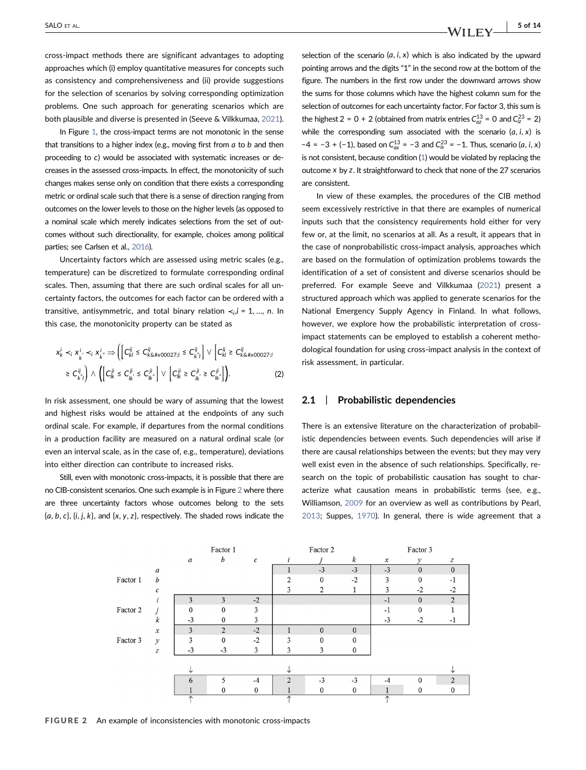cross-impact methods there are significant advantages to adopting approaches which (i) employ quantitative measures for concepts such as consistency and comprehensiveness and (ii) provide suggestions for the selection of scenarios by solving corresponding optimization problems. One such approach for generating scenarios which are both plausible and diverse is presented in (Seeve & Vilkkumaa, 2021).

In Figure 1, the cross-impact terms are not monotonic in the sense that transitions to a higher index (e.g., moving first from $a$ to $b$ and then proceeding to $c$) would be associated with systematic increases or decreases in the assessed cross-impacts. In effect, the monotonicity of such changes makes sense only on condition that there exists a corresponding metric or ordinal scale such that there is a sense of direction ranging from outcomes on the lower levels to those on the higher levels (as opposed to a nominal scale which merely indicates selections from the set of outcomes without such directionality, for example, choices among political parties; see Carlsen et al., 2016).

Uncertainty factors which are assessed using metric scales (e.g., temperature) can be discretized to formulate corresponding ordinal scales. Then, assuming that there are such ordinal scales for all uncertainty factors, the outcomes for each factor can be ordered with a transitive, antisymmetric, and total binary relation $\prec_i, i = 1, \ldots, n$. In this case, the monotonicity property can be stated as

$$x_k^i \prec_i x_{k'}^i \prec_i x_{k''}^i \Rightarrow \left(\left[C_{kl}^{ij} \le C_{k'l}^{ij} \le C_{k''l}^{ij}\right] \vee \left[C_{kl}^{ij} \ge C_{k'l}^{ij} \ge C_{k''l}^{ij}\right]\right) \wedge \left(\left[C_{lk}^{ji} \le C_{lk'}^{ji} \le C_{lk''}^{ji}\right] \vee \left[C_{lk}^{ji} \ge C_{lk'}^{ji} \ge C_{lk''}^{ji}\right]\right). \quad (2)$$

In risk assessment, one should be wary of assuming that the lowest and highest risks would be attained at the endpoints of any such ordinal scale. For example, if departures from the normal conditions in a production facility are measured on a natural ordinal scale (or even an interval scale, as in the case of, e.g., temperature), deviations into either direction can contribute to increased risks.

Still, even with monotonic cross-impacts, it is possible that there are no CIB-consistent scenarios. One such example is in Figure 2 where there are three uncertainty factors whose outcomes belong to the sets $\{a, b, c\}$, $\{i, j, k\}$, and $\{x, y, z\}$, respectively. The shaded rows indicate the selection of the scenario $(a, i, x)$ which is also indicated by the upward pointing arrows and the digits "1" in the second row at the bottom of the figure. The numbers in the first row under the downward arrows show the sums for those columns which have the highest column sum for the selection of outcomes for each uncertainty factor. For factor 3, this sum is the highest $2 = 0 + 2$ (obtained from matrix entries $C_{az}^{13} = 0$ and $C_{iz}^{23} = 2$) while the corresponding sum associated with the scenario $(a, i, x)$ is $-4 = -3 + (-1)$, based on $C_{ax}^{13} = -3$ and $C_{ix}^{23} = -1$. Thus, scenario $(a, i, x)$ is not consistent, because condition (1) would be violated by replacing the outcome $x$ by $z$. It straightforward to check that none of the 27 scenarios are consistent.

In view of these examples, the procedures of the CIB method seem excessively restrictive in that there are examples of numerical inputs such that the consistency requirements hold either for very few or, at the limit, no scenarios at all. As a result, it appears that in the case of nonprobabilistic cross-impact analysis, approaches which are based on the formulation of optimization problems towards the identification of a set of consistent and diverse scenarios should be preferred. For example Seeve and Vilkkumaa (2021) present a structured approach which was applied to generate scenarios for the National Emergency Supply Agency in Finland. In what follows, however, we explore how the probabilistic interpretation of cross-impact statements can be employed to establish a coherent methodological foundation for using cross-impact analysis in the context of risk assessment, in particular.

## 2.1 | Probabilistic dependencies

There is an extensive literature on the characterization of probabilistic dependencies between events. Such dependencies will arise if there are causal relationships between the events; but they may very well exist even in the absence of such relationships. Specifically, research on the topic of probabilistic causation has sought to characterize what causation means in probabilistic terms (see, e.g., Williamson, 2009 for an overview as well as contributions by Pearl, 2013; Suppes, 1970). In general, there is wide agreement that a

| | | Factor 1 | | | Factor 2 | | | Factor 3 | | |
|---|---|---|---|---|---|---|---|---|---|---|
| | | a | b | c | i | j | k | x | y | z |
| Factor 1 | a | | | | 1 | -3 | -3 | -3 | 0 | 0 |
| | b | | | | 2 | 0 | -2 | 3 | 0 | -1 |
| | c | | | | 3 | 2 | 1 | 3 | -2 | -2 |
| Factor 2 | i | 3 | 3 | -2 | | | | -1 | 0 | 2 |
| | j | 0 | 0 | 3 | | | | -1 | 0 | 1 |
| | k | -3 | 0 | 3 | | | | -3 | -2 | -1 |
| Factor 3 | x | 3 | 2 | -2 | 1 | 0 | 0 | | | |
| | y | 3 | 0 | -2 | 3 | 0 | 0 | | | |
| | z | -3 | -3 | 3 | 3 | 3 | 0 | | | |
| | | ↓ | | | ↓ | | | | | ↓ |
| | | 6 | 5 | -4 | 2 | -3 | -3 | -4 | 0 | 2 |
| | | 1 | 0 | 0 | 1 | 0 | 0 | 1 | 0 | 0 |
| | | ↑ | | | ↑ | | | ↑ | | |

**FIGURE 2** An example of inconsistencies with monotonic cross-impacts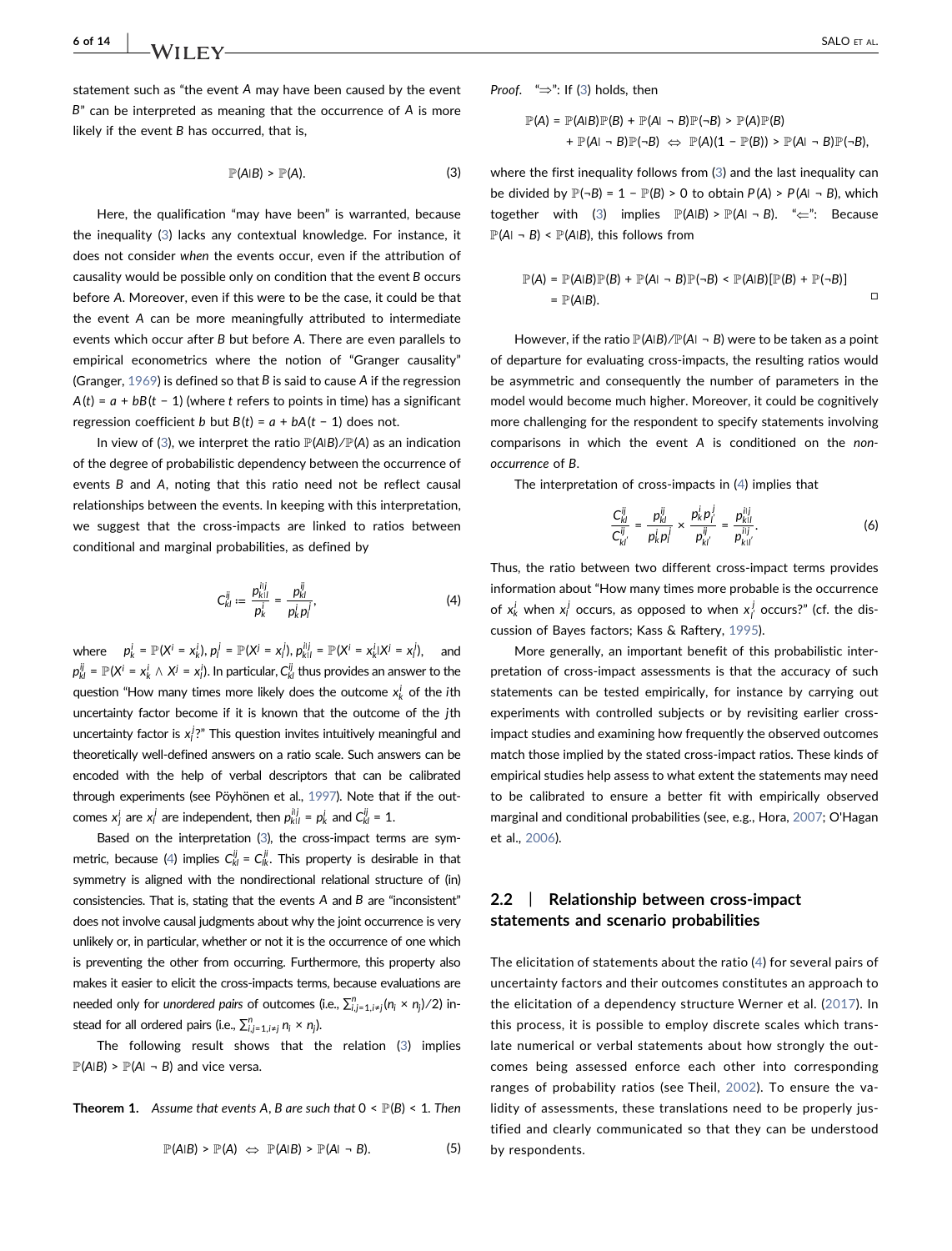statement such as "the event $A$ may have been caused by the event $B$" can be interpreted as meaning that the occurrence of $A$ is more likely if the event $B$ has occurred, that is,

$$\mathbb{P}(A|B) > \mathbb{P}(A). \tag{3}$$

Here, the qualification "may have been" is warranted, because the inequality (3) lacks any contextual knowledge. For instance, it does not consider *when* the events occur, even if the attribution of causality would be possible only on condition that the event $B$ occurs before $A$. Moreover, even if this were to be the case, it could be that the event $A$ can be more meaningfully attributed to intermediate events which occur after $B$ but before $A$. There are even parallels to empirical econometrics where the notion of "Granger causality" (Granger, 1969) is defined so that $B$ is said to cause $A$ if the regression $A(t) = a + bB(t-1)$ (where $t$ refers to points in time) has a significant regression coefficient $b$ but $B(t) = a + bA(t-1)$ does not.

In view of (3), we interpret the ratio $\mathbb{P}(A|B)/\mathbb{P}(A)$ as an indication of the degree of probabilistic dependency between the occurrence of events $B$ and $A$, noting that this ratio need not be reflect causal relationships between the events. In keeping with this interpretation, we suggest that the cross-impacts are linked to ratios between conditional and marginal probabilities, as defined by

$$C_{kl}^{ij} := \frac{p_{k|l}^{i|j}}{p_k^i} = \frac{p_{kl}^{ij}}{p_k^i p_l^j}, \tag{4}$$

where $p_k^i = \mathbb{P}(X^i = x_k^i)$, $p_l^j = \mathbb{P}(X^j = x_l^j)$, $p_{k|l}^{i|j} = \mathbb{P}(X^i = x_k^i | X^j = x_l^j)$, and $p_{kl}^{ij} = \mathbb{P}(X^i = x_k^i \wedge X^j = x_l^j)$. In particular, $C_{kl}^{ij}$ thus provides an answer to the question "How many times more likely does the outcome $x_k^i$ of the $i$th uncertainty factor become if it is known that the outcome of the $j$th uncertainty factor is $x_l^j$?" This question invites intuitively meaningful and theoretically well-defined answers on a ratio scale. Such answers can be encoded with the help of verbal descriptors that can be calibrated through experiments (see Pöyhönen et al., 1997). Note that if the outcomes $x_k^i$ are $x_l^j$ are independent, then $p_{k|l}^{i|j} = p_k^i$ and $C_{kl}^{ij} = 1$.

Based on the interpretation (3), the cross-impact terms are symmetric, because (4) implies $C_{kl}^{ij} = C_{lk}^{ji}$. This property is desirable in that symmetry is aligned with the nondirectional relational structure of (in) consistencies. That is, stating that the events $A$ and $B$ are "inconsistent" does not involve causal judgments about why the joint occurrence is very unlikely or, in particular, whether or not it is the occurrence of one which is preventing the other from occurring. Furthermore, this property also makes it easier to elicit the cross-impacts terms, because evaluations are needed only for *unordered pairs* of outcomes (i.e., $\sum_{i,j=1,i\neq j}^{n}(n_i \times n_j)/2$) instead for all ordered pairs (i.e., $\sum_{i,j=1,i\neq j}^{n} n_i \times n_j$).

The following result shows that the relation (3) implies $\mathbb{P}(A|B) > \mathbb{P}(A|\neg B)$ and vice versa.

**Theorem 1.** *Assume that events $A, B$ are such that $0 < \mathbb{P}(B) < 1$. Then*

$$\mathbb{P}(A|B) > \mathbb{P}(A) \Leftrightarrow \mathbb{P}(A|B) > \mathbb{P}(A|\neg B). \tag{5}$$

*Proof.* "$\Rightarrow$": If (3) holds, then

$$\mathbb{P}(A) = \mathbb{P}(A|B)\mathbb{P}(B) + \mathbb{P}(A|\neg B)\mathbb{P}(\neg B) > \mathbb{P}(A)\mathbb{P}(B) + \mathbb{P}(A|\neg B)\mathbb{P}(\neg B) \Leftrightarrow \mathbb{P}(A)(1 - \mathbb{P}(B)) > \mathbb{P}(A|\neg B)\mathbb{P}(\neg B),$$

where the first inequality follows from (3) and the last inequality can be divided by $\mathbb{P}(\neg B) = 1 - \mathbb{P}(B) > 0$ to obtain $P(A) > P(A|\neg B)$, which together with (3) implies $\mathbb{P}(A|B) > \mathbb{P}(A|\neg B)$. "$\Leftarrow$": Because $\mathbb{P}(A|\neg B) < \mathbb{P}(A|B)$, this follows from

$$\mathbb{P}(A) = \mathbb{P}(A|B)\mathbb{P}(B) + \mathbb{P}(A|\neg B)\mathbb{P}(\neg B) < \mathbb{P}(A|B)[\mathbb{P}(B) + \mathbb{P}(\neg B)] = \mathbb{P}(A|B).$$

□

However, if the ratio $\mathbb{P}(A|B)/\mathbb{P}(A|\neg B)$ were to be taken as a point of departure for evaluating cross-impacts, the resulting ratios would be asymmetric and consequently the number of parameters in the model would become much higher. Moreover, it could be cognitively more challenging for the respondent to specify statements involving comparisons in which the event $A$ is conditioned on the *non-occurrence* of $B$.

The interpretation of cross-impacts in (4) implies that

$$\frac{C_{kl}^{ij}}{C_{kl'}^{ij}} = \frac{p_{kl}^{ij}}{p_k^i p_l^j} \times \frac{p_k^i p_{l'}^j}{p_{kl'}^{ij}} = \frac{p_{k|l}^{i|j}}{p_{k|l'}^{i|j}}. \tag{6}$$

Thus, the ratio between two different cross-impact terms provides information about "How many times more probable is the occurrence of $x_k^i$ when $x_l^j$ occurs, as opposed to when $x_{l'}^j$ occurs?" (cf. the discussion of Bayes factors; Kass & Raftery, 1995).

More generally, an important benefit of this probabilistic interpretation of cross-impact assessments is that the accuracy of such statements can be tested empirically, for instance by carrying out experiments with controlled subjects or by revisiting earlier cross-impact studies and examining how frequently the observed outcomes match those implied by the stated cross-impact ratios. These kinds of empirical studies help assess to what extent the statements may need to be calibrated to ensure a better fit with empirically observed marginal and conditional probabilities (see, e.g., Hora, 2007; O'Hagan et al., 2006).

## 2.2 | Relationship between cross-impact statements and scenario probabilities

The elicitation of statements about the ratio (4) for several pairs of uncertainty factors and their outcomes constitutes an approach to the elicitation of a dependency structure Werner et al. (2017). In this process, it is possible to employ discrete scales which translate numerical or verbal statements about how strongly the outcomes being assessed enforce each other into corresponding ranges of probability ratios (see Theil, 2002). To ensure the validity of assessments, these translations need to be properly justified and clearly communicated so that they can be understood by respondents.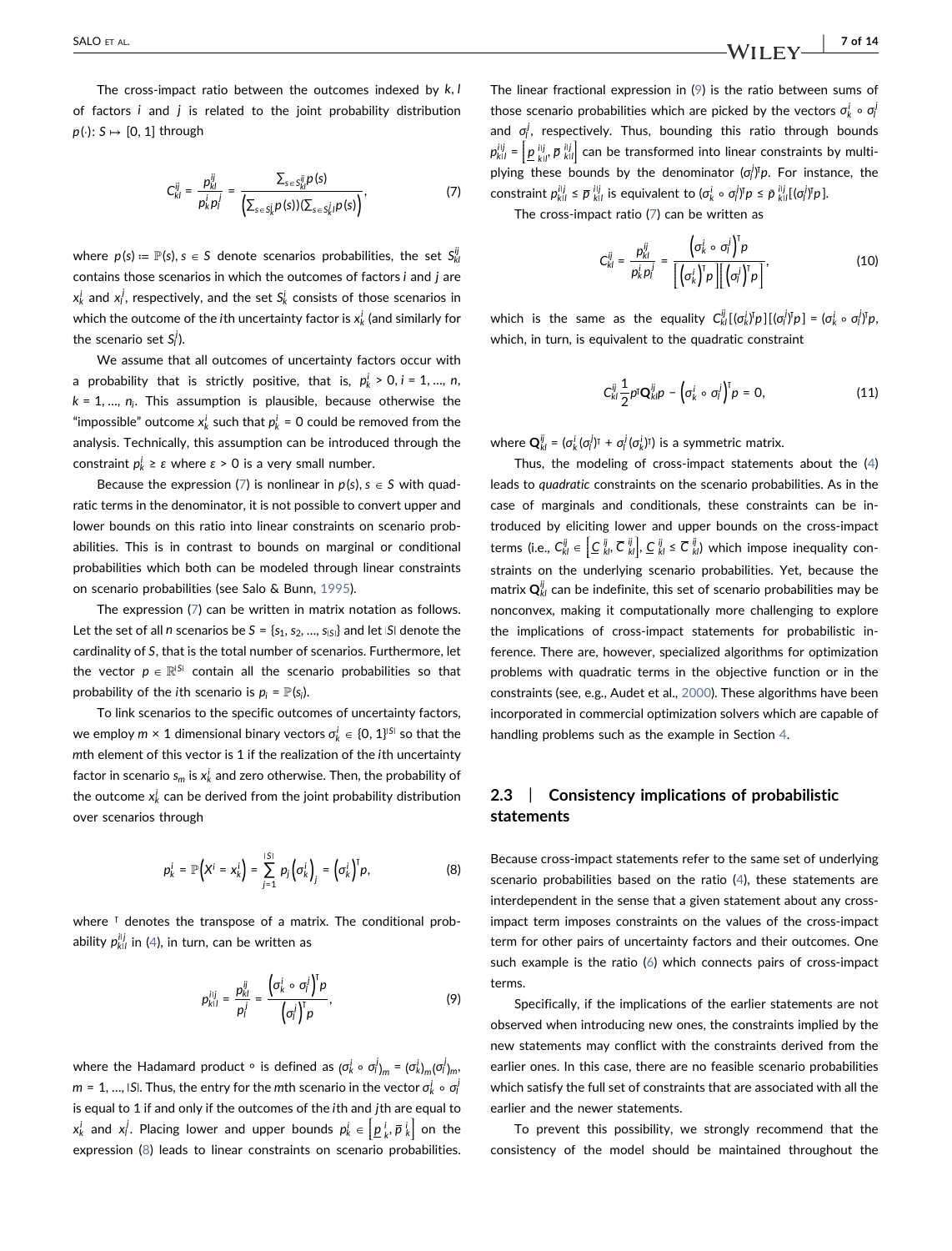The cross-impact ratio between the outcomes indexed by $k, l$ of factors $i$ and $j$ is related to the joint probability distribution $p(\cdot)\colon S \mapsto [0, 1]$ through

$$C_{kl}^{ij} = \frac{p_{kl}^{ij}}{p_k^i p_l^j} = \frac{\sum_{s \in S_{kl}^{ij}} p(s)}{\left(\sum_{s \in S_k^i} p(s)\right)\left(\sum_{s \in S_l^j} p(s)\right)}, \tag{7}$$

where $p(s) := \mathbb{P}(s), s \in S$ denote scenarios probabilities, the set $S_{kl}^{ij}$ contains those scenarios in which the outcomes of factors $i$ and $j$ are $x_k^i$ and $x_l^j$, respectively, and the set $S_k^i$ consists of those scenarios in which the outcome of the $i$th uncertainty factor is $x_k^i$ (and similarly for the scenario set $S_l^j$).

We assume that all outcomes of uncertainty factors occur with a probability that is strictly positive, that is, $p_k^i > 0, i = 1, \ldots, n$, $k = 1, \ldots, n_i$. This assumption is plausible, because otherwise the "impossible" outcome $x_k^i$ such that $p_k^i = 0$ could be removed from the analysis. Technically, this assumption can be introduced through the constraint $p_k^i \geq \varepsilon$ where $\varepsilon > 0$ is a very small number.

Because the expression (7) is nonlinear in $p(s), s \in S$ with quadratic terms in the denominator, it is not possible to convert upper and lower bounds on this ratio into linear constraints on scenario probabilities. This is in contrast to bounds on marginal or conditional probabilities which both can be modeled through linear constraints on scenario probabilities (see Salo & Bunn, 1995).

The expression (7) can be written in matrix notation as follows. Let the set of all $n$ scenarios be $S = \{s_1, s_2, \ldots, s_{|S|}\}$ and let $|S|$ denote the cardinality of $S$, that is the total number of scenarios. Furthermore, let the vector $p \in \mathbb{R}^{|S|}$ contain all the scenario probabilities so that probability of the $i$th scenario is $p_i = \mathbb{P}(s_i)$.

To link scenarios to the specific outcomes of uncertainty factors, we employ $m \times 1$ dimensional binary vectors $\sigma_k^i \in \{0, 1\}^{|S|}$ so that the $m$th element of this vector is 1 if the realization of the $i$th uncertainty factor in scenario $s_m$ is $x_k^i$ and zero otherwise. Then, the probability of the outcome $x_k^i$ can be derived from the joint probability distribution over scenarios through

$$p_k^i = \mathbb{P}\left(X^i = x_k^i\right) = \sum_{j=1}^{|S|} p_j \left(\sigma_k^i\right)_j = \left(\sigma_k^i\right)^\mathsf{T} p, \tag{8}$$

where $^\mathsf{T}$ denotes the transpose of a matrix. The conditional probability $p_{k|l}^{i|j}$ in (4), in turn, can be written as

$$p_{k|l}^{i|j} = \frac{p_{kl}^{ij}}{p_l^j} = \frac{\left(\sigma_k^i \circ \sigma_l^j\right)^\mathsf{T} p}{\left(\sigma_l^j\right)^\mathsf{T} p}, \tag{9}$$

where the Hadamard product $\circ$ is defined as $(\sigma_k^i \circ \sigma_l^j)_m = (\sigma_k^i)_m (\sigma_l^j)_m$, $m = 1, \ldots, |S|$. Thus, the entry for the $m$th scenario in the vector $\sigma_k^i \circ \sigma_l^j$ is equal to 1 if and only if the outcomes of the $i$th and $j$th are equal to $x_k^i$ and $x_l^j$. Placing lower and upper bounds $p_k^i \in \left[\underline{p}_k^i, \overline{p}_k^i\right]$ on the expression (8) leads to linear constraints on scenario probabilities. The linear fractional expression in (9) is the ratio between sums of those scenario probabilities which are picked by the vectors $\sigma_k^i \circ \sigma_l^j$ and $\sigma_l^j$, respectively. Thus, bounding this ratio through bounds $p_{k|l}^{i|j} = \left[\underline{p}_{k|l}^{i|j}, \overline{p}_{k|l}^{i|j}\right]$ can be transformed into linear constraints by multiplying these bounds by the denominator $(\sigma_l^j)^\mathsf{T} p$. For instance, the constraint $p_{k|l}^{i|j} \leq \overline{p}_{k|l}^{i|j}$ is equivalent to $(\sigma_k^i \circ \sigma_l^j)^\mathsf{T} p \leq \overline{p}_{k|l}^{i|j} [(\sigma_l^j)^\mathsf{T} p]$.

The cross-impact ratio (7) can be written as

$$C_{kl}^{ij} = \frac{p_{kl}^{ij}}{p_k^i p_l^j} = \frac{\left(\sigma_k^i \circ \sigma_l^j\right)^\mathsf{T} p}{\left[\left(\sigma_k^i\right)^\mathsf{T} p\right]\left[\left(\sigma_l^j\right)^\mathsf{T} p\right]}, \tag{10}$$

which is the same as the equality $C_{kl}^{ij} [(\sigma_k^i)^\mathsf{T} p][(\sigma_l^j)^\mathsf{T} p] = (\sigma_k^i \circ \sigma_l^j)^\mathsf{T} p$, which, in turn, is equivalent to the quadratic constraint

$$C_{kl}^{ij} \frac{1}{2} p^\mathsf{T} \mathbf{Q}_{kl}^{ij} p - \left(\sigma_k^i \circ \sigma_l^j\right)^\mathsf{T} p = 0, \tag{11}$$

where $\mathbf{Q}_{kl}^{ij} = (\sigma_k^i (\sigma_l^j)^\mathsf{T} + \sigma_l^j (\sigma_k^i)^\mathsf{T})$ is a symmetric matrix.

Thus, the modeling of cross-impact statements about the (4) leads to *quadratic* constraints on the scenario probabilities. As in the case of marginals and conditionals, these constraints can be introduced by eliciting lower and upper bounds on the cross-impact terms (i.e., $C_{kl}^{ij} \in \left[\underline{C}_{kl}^{ij}, \overline{C}_{kl}^{ij}\right], \underline{C}_{kl}^{ij} \leq \overline{C}_{kl}^{ij}$) which impose inequality constraints on the underlying scenario probabilities. Yet, because the matrix $\mathbf{Q}_{kl}^{ij}$ can be indefinite, this set of scenario probabilities may be nonconvex, making it computationally more challenging to explore the implications of cross-impact statements for probabilistic inference. There are, however, specialized algorithms for optimization problems with quadratic terms in the objective function or in the constraints (see, e.g., Audet et al., 2000). These algorithms have been incorporated in commercial optimization solvers which are capable of handling problems such as the example in Section 4.

## 2.3 | Consistency implications of probabilistic statements

Because cross-impact statements refer to the same set of underlying scenario probabilities based on the ratio (4), these statements are interdependent in the sense that a given statement about any cross-impact term imposes constraints on the values of the cross-impact term for other pairs of uncertainty factors and their outcomes. One such example is the ratio (6) which connects pairs of cross-impact terms.

Specifically, if the implications of the earlier statements are not observed when introducing new ones, the constraints implied by the new statements may conflict with the constraints derived from the earlier ones. In this case, there are no feasible scenario probabilities which satisfy the full set of constraints that are associated with all the earlier and the newer statements.

To prevent this possibility, we strongly recommend that the consistency of the model should be maintained throughout the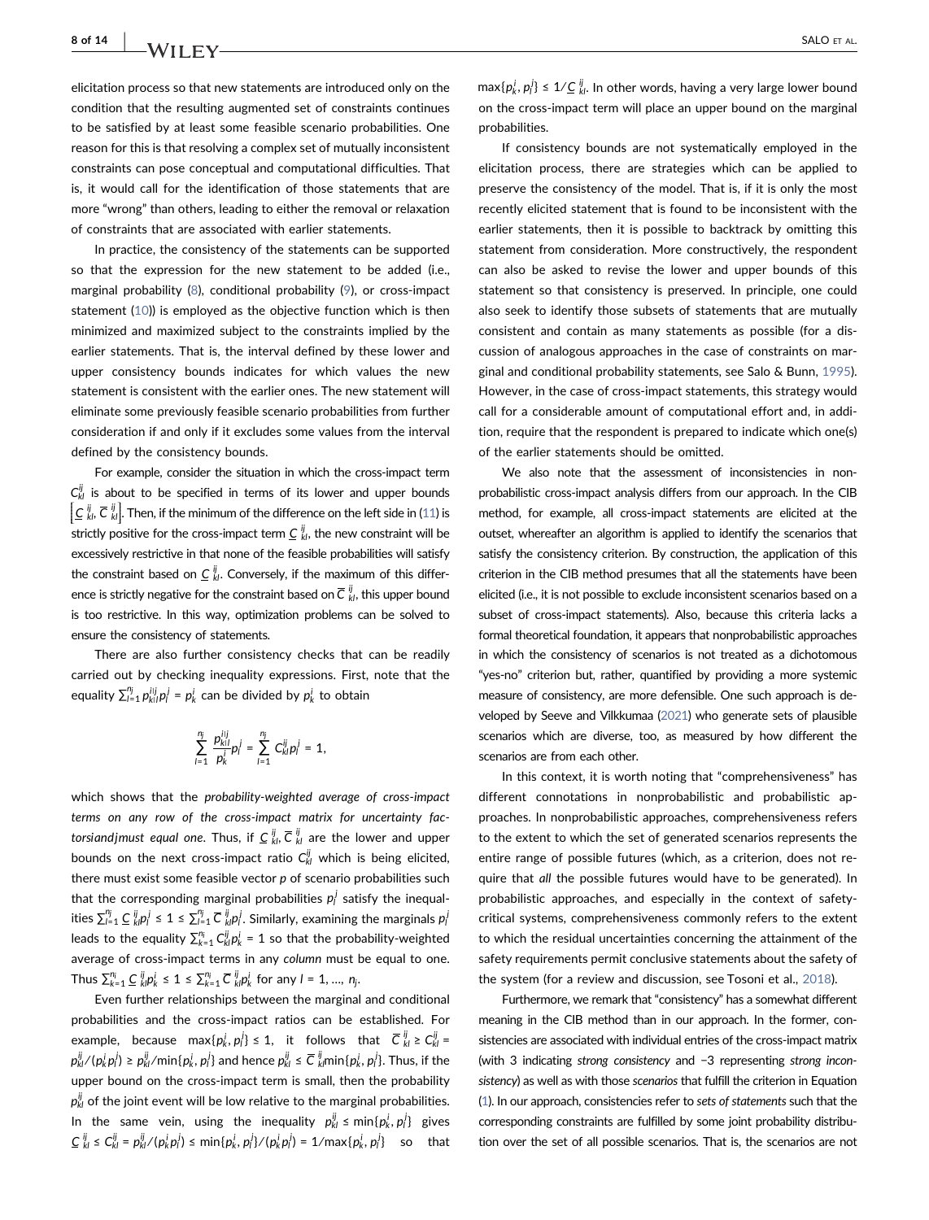elicitation process so that new statements are introduced only on the condition that the resulting augmented set of constraints continues to be satisfied by at least some feasible scenario probabilities. One reason for this is that resolving a complex set of mutually inconsistent constraints can pose conceptual and computational difficulties. That is, it would call for the identification of those statements that are more "wrong" than others, leading to either the removal or relaxation of constraints that are associated with earlier statements.

In practice, the consistency of the statements can be supported so that the expression for the new statement to be added (i.e., marginal probability (8), conditional probability (9), or cross-impact statement (10)) is employed as the objective function which is then minimized and maximized subject to the constraints implied by the earlier statements. That is, the interval defined by these lower and upper consistency bounds indicates for which values the new statement is consistent with the earlier ones. The new statement will eliminate some previously feasible scenario probabilities from further consideration if and only if it excludes some values from the interval defined by the consistency bounds.

For example, consider the situation in which the cross-impact term $C_{kl}^{ij}$ is about to be specified in terms of its lower and upper bounds $\left[\underline{C}_{kl}^{ij}, \overline{C}_{kl}^{ij}\right]$. Then, if the minimum of the difference on the left side in (11) is strictly positive for the cross-impact term $\underline{C}_{kl}^{ij}$, the new constraint will be excessively restrictive in that none of the feasible probabilities will satisfy the constraint based on $\underline{C}_{kl}^{ij}$. Conversely, if the maximum of this difference is strictly negative for the constraint based on $\overline{C}_{kl}^{ij}$, this upper bound is too restrictive. In this way, optimization problems can be solved to ensure the consistency of statements.

There are also further consistency checks that can be readily carried out by checking inequality expressions. First, note that the equality $\sum_{l=1}^{n_j} p_{k|l}^{i|j} p_l^j = p_k^i$ can be divided by $p_k^i$ to obtain

$$\sum_{l=1}^{n_j} \frac{p_{k|l}^{i|j}}{p_k^i} p_l^j = \sum_{l=1}^{n_j} C_{kl}^{ij} p_l^j = 1,$$

which shows that the *probability-weighted average of cross-impact terms on any row of the cross-impact matrix for uncertainty factorsiandjmust equal one*. Thus, if $\underline{C}_{kl}^{ij}, \overline{C}_{kl}^{ij}$ are the lower and upper bounds on the next cross-impact ratio $C_{kl}^{ij}$ which is being elicited, there must exist some feasible vector $p$ of scenario probabilities such that the corresponding marginal probabilities $p_l^j$ satisfy the inequalities $\sum_{l=1}^{n_j} \underline{C}_{kl}^{ij} p_l^j \le 1 \le \sum_{l=1}^{n_j} \overline{C}_{kl}^{ij} p_l^j$. Similarly, examining the marginals $p_l^j$ leads to the equality $\sum_{k=1}^{n_i} C_{kl}^{ij} p_k^i = 1$ so that the probability-weighted average of cross-impact terms in any *column* must be equal to one. Thus $\sum_{k=1}^{n_i} \underline{C}_{kl}^{ij} p_k^i \le 1 \le \sum_{k=1}^{n_i} \overline{C}_{kl}^{ij} p_k^i$ for any $l = 1, \ldots, n_j$.

Even further relationships between the marginal and conditional probabilities and the cross-impact ratios can be established. For example, because $\max\{p_k^i, p_l^j\} \le 1$, it follows that $\overline{C}_{kl}^{ij} \ge C_{kl}^{ij} = p_{kl}^{ij}/(p_k^i p_l^j) \ge p_{kl}^{ij}/\min\{p_k^i, p_l^j\}$ and hence $p_{kl}^{ij} \le \overline{C}_{kl}^{ij}\min\{p_k^i, p_l^j\}$. Thus, if the upper bound on the cross-impact term is small, then the probability $p_{kl}^{ij}$ of the joint event will be low relative to the marginal probabilities. In the same vein, using the inequality $p_{kl}^{ij} \le \min\{p_k^i, p_l^j\}$ gives $\underline{C}_{kl}^{ij} \le C_{kl}^{ij} = p_{kl}^{ij}/(p_k^i p_l^j) \le \min\{p_k^i, p_l^j\}/(p_k^i p_l^j) = 1/\max\{p_k^i, p_l^j\}$ so that $\max\{p_k^i, p_l^j\} \le 1/\underline{C}_{kl}^{ij}$. In other words, having a very large lower bound on the cross-impact term will place an upper bound on the marginal probabilities.

If consistency bounds are not systematically employed in the elicitation process, there are strategies which can be applied to preserve the consistency of the model. That is, if it is only the most recently elicited statement that is found to be inconsistent with the earlier statements, then it is possible to backtrack by omitting this statement from consideration. More constructively, the respondent can also be asked to revise the lower and upper bounds of this statement so that consistency is preserved. In principle, one could also seek to identify those subsets of statements that are mutually consistent and contain as many statements as possible (for a discussion of analogous approaches in the case of constraints on marginal and conditional probability statements, see Salo & Bunn, 1995). However, in the case of cross-impact statements, this strategy would call for a considerable amount of computational effort and, in addition, require that the respondent is prepared to indicate which one(s) of the earlier statements should be omitted.

We also note that the assessment of inconsistencies in nonprobabilistic cross-impact analysis differs from our approach. In the CIB method, for example, all cross-impact statements are elicited at the outset, whereafter an algorithm is applied to identify the scenarios that satisfy the consistency criterion. By construction, the application of this criterion in the CIB method presumes that all the statements have been elicited (i.e., it is not possible to exclude inconsistent scenarios based on a subset of cross-impact statements). Also, because this criteria lacks a formal theoretical foundation, it appears that nonprobabilistic approaches in which the consistency of scenarios is not treated as a dichotomous "yes-no" criterion but, rather, quantified by providing a more systemic measure of consistency, are more defensible. One such approach is developed by Seeve and Vilkkumaa (2021) who generate sets of plausible scenarios which are diverse, too, as measured by how different the scenarios are from each other.

In this context, it is worth noting that "comprehensiveness" has different connotations in nonprobabilistic and probabilistic approaches. In nonprobabilistic approaches, comprehensiveness refers to the extent to which the set of generated scenarios represents the entire range of possible futures (which, as a criterion, does not require that *all* the possible futures would have to be generated). In probabilistic approaches, and especially in the context of safety-critical systems, comprehensiveness commonly refers to the extent to which the residual uncertainties concerning the attainment of the safety requirements permit conclusive statements about the safety of the system (for a review and discussion, see Tosoni et al., 2018).

Furthermore, we remark that "consistency" has a somewhat different meaning in the CIB method than in our approach. In the former, consistencies are associated with individual entries of the cross-impact matrix (with 3 indicating *strong consistency* and −3 representing *strong inconsistency*) as well as with those *scenarios* that fulfill the criterion in Equation (1). In our approach, consistencies refer to *sets of statements* such that the corresponding constraints are fulfilled by some joint probability distribution over the set of all possible scenarios. That is, the scenarios are not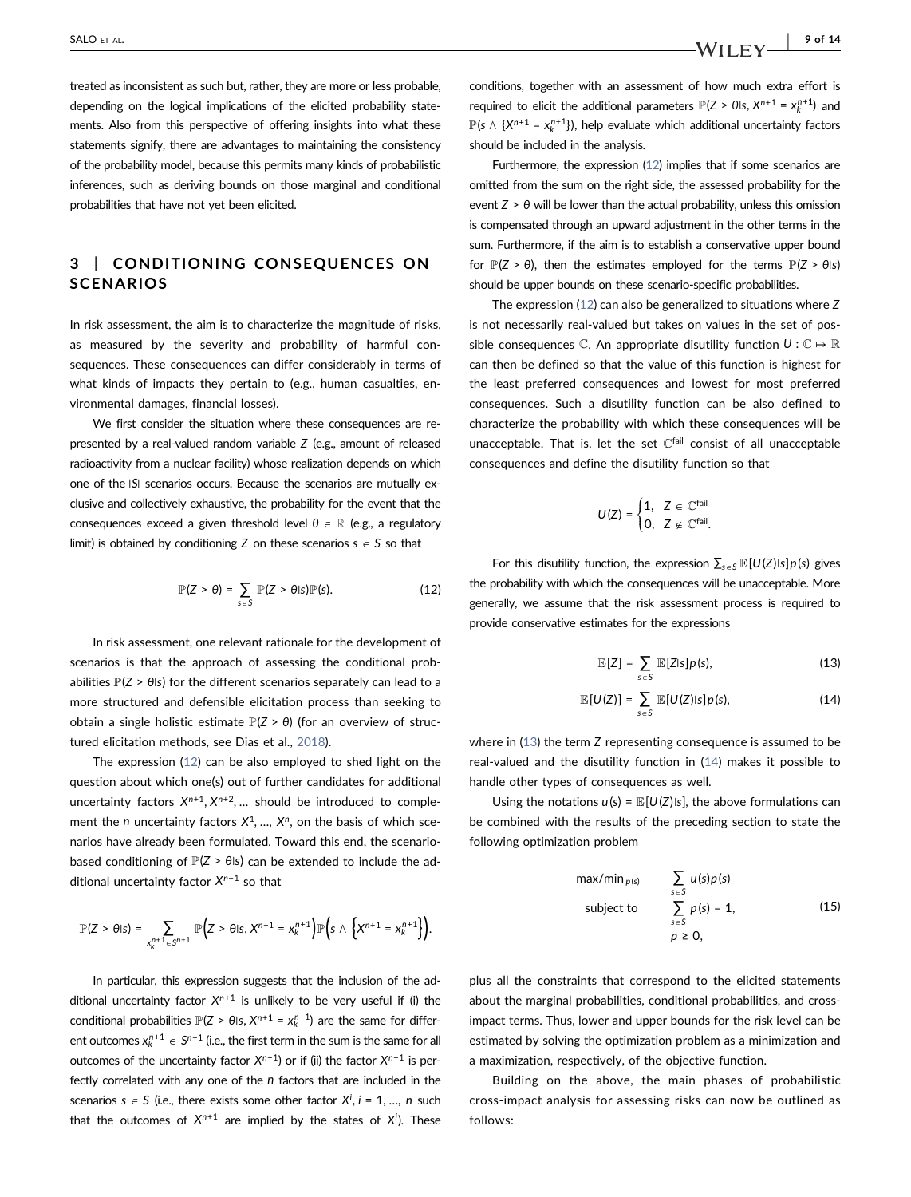treated as inconsistent as such but, rather, they are more or less probable, depending on the logical implications of the elicited probability statements. Also from this perspective of offering insights into what these statements signify, there are advantages to maintaining the consistency of the probability model, because this permits many kinds of probabilistic inferences, such as deriving bounds on those marginal and conditional probabilities that have not yet been elicited.

## 3 | CONDITIONING CONSEQUENCES ON SCENARIOS

In risk assessment, the aim is to characterize the magnitude of risks, as measured by the severity and probability of harmful consequences. These consequences can differ considerably in terms of what kinds of impacts they pertain to (e.g., human casualties, environmental damages, financial losses).

We first consider the situation where these consequences are represented by a real-valued random variable $Z$ (e.g., amount of released radioactivity from a nuclear facility) whose realization depends on which one of the $|S|$ scenarios occurs. Because the scenarios are mutually exclusive and collectively exhaustive, the probability for the event that the consequences exceed a given threshold level $\theta \in \mathbb{R}$ (e.g., a regulatory limit) is obtained by conditioning $Z$ on these scenarios $s \in S$ so that

$$\mathbb{P}(Z > \theta) = \sum_{s \in S} \mathbb{P}(Z > \theta | s)\mathbb{P}(s). \tag{12}$$

In risk assessment, one relevant rationale for the development of scenarios is that the approach of assessing the conditional probabilities $\mathbb{P}(Z > \theta | s)$ for the different scenarios separately can lead to a more structured and defensible elicitation process than seeking to obtain a single holistic estimate $\mathbb{P}(Z > \theta)$ (for an overview of structured elicitation methods, see Dias et al., 2018).

The expression (12) can be also employed to shed light on the question about which one(s) out of further candidates for additional uncertainty factors $X^{n+1}, X^{n+2}, \ldots$ should be introduced to complement the $n$ uncertainty factors $X^1, \ldots, X^n$, on the basis of which scenarios have already been formulated. Toward this end, the scenario-based conditioning of $\mathbb{P}(Z > \theta | s)$ can be extended to include the additional uncertainty factor $X^{n+1}$ so that

$$\mathbb{P}(Z > \theta | s) = \sum_{x_k^{n+1} \in S^{n+1}} \mathbb{P}\left(Z > \theta | s, X^{n+1} = x_k^{n+1}\right)\mathbb{P}\left(s \wedge \left\{X^{n+1} = x_k^{n+1}\right\}\right).$$

In particular, this expression suggests that the inclusion of the additional uncertainty factor $X^{n+1}$ is unlikely to be very useful if (i) the conditional probabilities $\mathbb{P}(Z > \theta | s, X^{n+1} = x_k^{n+1})$ are the same for different outcomes $x_k^{n+1} \in S^{n+1}$ (i.e., the first term in the sum is the same for all outcomes of the uncertainty factor $X^{n+1}$) or if (ii) the factor $X^{n+1}$ is perfectly correlated with any one of the $n$ factors that are included in the scenarios $s \in S$ (i.e., there exists some other factor $X^i, i = 1, \ldots, n$ such that the outcomes of $X^{n+1}$ are implied by the states of $X^i$). These conditions, together with an assessment of how much extra effort is required to elicit the additional parameters $\mathbb{P}(Z > \theta | s, X^{n+1} = x_k^{n+1})$ and $\mathbb{P}(s \wedge \{X^{n+1} = x_k^{n+1}\})$, help evaluate which additional uncertainty factors should be included in the analysis.

Furthermore, the expression (12) implies that if some scenarios are omitted from the sum on the right side, the assessed probability for the event $Z > \theta$ will be lower than the actual probability, unless this omission is compensated through an upward adjustment in the other terms in the sum. Furthermore, if the aim is to establish a conservative upper bound for $\mathbb{P}(Z > \theta)$, then the estimates employed for the terms $\mathbb{P}(Z > \theta | s)$ should be upper bounds on these scenario-specific probabilities.

The expression (12) can also be generalized to situations where $Z$ is not necessarily real-valued but takes on values in the set of possible consequences $\mathbb{C}$. An appropriate disutility function $U : \mathbb{C} \mapsto \mathbb{R}$ can then be defined so that the value of this function is highest for the least preferred consequences and lowest for most preferred consequences. Such a disutility function can be also defined to characterize the probability with which these consequences will be unacceptable. That is, let the set $\mathbb{C}^{\text{fail}}$ consist of all unacceptable consequences and define the disutility function so that

$$U(Z) = \begin{cases} 1, & Z \in \mathbb{C}^{\text{fail}} \\ 0, & Z \notin \mathbb{C}^{\text{fail}}. \end{cases}$$

For this disutility function, the expression $\sum_{s \in S} \mathbb{E}[U(Z)|s]p(s)$ gives the probability with which the consequences will be unacceptable. More generally, we assume that the risk assessment process is required to provide conservative estimates for the expressions

$$\mathbb{E}[Z] = \sum_{s \in S} \mathbb{E}[Z|s]p(s), \tag{13}$$

$$\mathbb{E}[U(Z)] = \sum_{s \in S} \mathbb{E}[U(Z)|s]p(s), \tag{14}$$

where in (13) the term $Z$ representing consequence is assumed to be real-valued and the disutility function in (14) makes it possible to handle other types of consequences as well.

Using the notations $u(s) = \mathbb{E}[U(Z)|s]$, the above formulations can be combined with the results of the preceding section to state the following optimization problem

$$\begin{aligned} \max/\min_{p(s)} \quad & \sum_{s \in S} u(s)p(s) \\ \text{subject to} \quad & \sum_{s \in S} p(s) = 1, \\ & p \geq 0, \end{aligned} \tag{15}$$

plus all the constraints that correspond to the elicited statements about the marginal probabilities, conditional probabilities, and cross-impact terms. Thus, lower and upper bounds for the risk level can be estimated by solving the optimization problem as a minimization and a maximization, respectively, of the objective function.

Building on the above, the main phases of probabilistic cross-impact analysis for assessing risks can now be outlined as follows: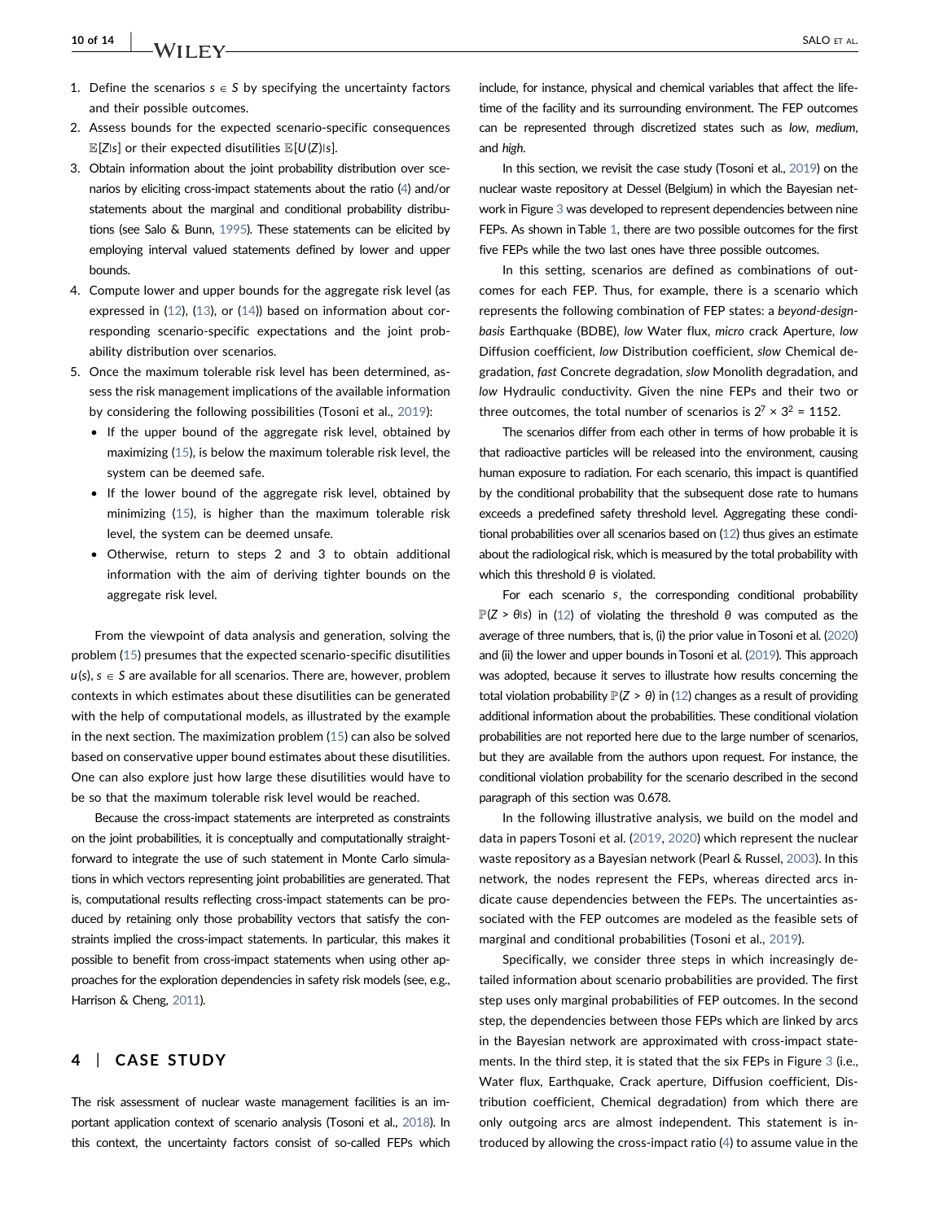1. Define the scenarios $s \in S$ by specifying the uncertainty factors and their possible outcomes.
2. Assess bounds for the expected scenario-specific consequences $\mathbb{E}[Z|s]$ or their expected disutilities $\mathbb{E}[U(Z)|s]$.
3. Obtain information about the joint probability distribution over scenarios by eliciting cross-impact statements about the ratio (4) and/or statements about the marginal and conditional probability distributions (see Salo & Bunn, 1995). These statements can be elicited by employing interval valued statements defined by lower and upper bounds.
4. Compute lower and upper bounds for the aggregate risk level (as expressed in (12), (13), or (14)) based on information about corresponding scenario-specific expectations and the joint probability distribution over scenarios.
5. Once the maximum tolerable risk level has been determined, assess the risk management implications of the available information by considering the following possibilities (Tosoni et al., 2019):
   - If the upper bound of the aggregate risk level, obtained by maximizing (15), is below the maximum tolerable risk level, the system can be deemed safe.
   - If the lower bound of the aggregate risk level, obtained by minimizing (15), is higher than the maximum tolerable risk level, the system can be deemed unsafe.
   - Otherwise, return to steps 2 and 3 to obtain additional information with the aim of deriving tighter bounds on the aggregate risk level.

From the viewpoint of data analysis and generation, solving the problem (15) presumes that the expected scenario-specific disutilities $u(s)$, $s \in S$ are available for all scenarios. There are, however, problem contexts in which estimates about these disutilities can be generated with the help of computational models, as illustrated by the example in the next section. The maximization problem (15) can also be solved based on conservative upper bound estimates about these disutilities. One can also explore just how large these disutilities would have to be so that the maximum tolerable risk level would be reached.

Because the cross-impact statements are interpreted as constraints on the joint probabilities, it is conceptually and computationally straightforward to integrate the use of such statement in Monte Carlo simulations in which vectors representing joint probabilities are generated. That is, computational results reflecting cross-impact statements can be produced by retaining only those probability vectors that satisfy the constraints implied the cross-impact statements. In particular, this makes it possible to benefit from cross-impact statements when using other approaches for the exploration dependencies in safety risk models (see, e.g., Harrison & Cheng, 2011).

## 4 | CASE STUDY

The risk assessment of nuclear waste management facilities is an important application context of scenario analysis (Tosoni et al., 2018). In this context, the uncertainty factors consist of so-called FEPs which include, for instance, physical and chemical variables that affect the lifetime of the facility and its surrounding environment. The FEP outcomes can be represented through discretized states such as *low*, *medium*, and *high*.

In this section, we revisit the case study (Tosoni et al., 2019) on the nuclear waste repository at Dessel (Belgium) in which the Bayesian network in Figure 3 was developed to represent dependencies between nine FEPs. As shown in Table 1, there are two possible outcomes for the first five FEPs while the two last ones have three possible outcomes.

In this setting, scenarios are defined as combinations of outcomes for each FEP. Thus, for example, there is a scenario which represents the following combination of FEP states: a *beyond-design-basis* Earthquake (BDBE), *low* Water flux, *micro* crack Aperture, *low* Diffusion coefficient, *low* Distribution coefficient, *slow* Chemical degradation, *fast* Concrete degradation, *slow* Monolith degradation, and *low* Hydraulic conductivity. Given the nine FEPs and their two or three outcomes, the total number of scenarios is $2^7 \times 3^2 = 1152$.

The scenarios differ from each other in terms of how probable it is that radioactive particles will be released into the environment, causing human exposure to radiation. For each scenario, this impact is quantified by the conditional probability that the subsequent dose rate to humans exceeds a predefined safety threshold level. Aggregating these conditional probabilities over all scenarios based on (12) thus gives an estimate about the radiological risk, which is measured by the total probability with which this threshold $\theta$ is violated.

For each scenario $s$, the corresponding conditional probability $\mathbb{P}(Z > \theta|s)$ in (12) of violating the threshold $\theta$ was computed as the average of three numbers, that is, (i) the prior value in Tosoni et al. (2020) and (ii) the lower and upper bounds in Tosoni et al. (2019). This approach was adopted, because it serves to illustrate how results concerning the total violation probability $\mathbb{P}(Z > \theta)$ in (12) changes as a result of providing additional information about the probabilities. These conditional violation probabilities are not reported here due to the large number of scenarios, but they are available from the authors upon request. For instance, the conditional violation probability for the scenario described in the second paragraph of this section was 0.678.

In the following illustrative analysis, we build on the model and data in papers Tosoni et al. (2019, 2020) which represent the nuclear waste repository as a Bayesian network (Pearl & Russel, 2003). In this network, the nodes represent the FEPs, whereas directed arcs indicate cause dependencies between the FEPs. The uncertainties associated with the FEP outcomes are modeled as the feasible sets of marginal and conditional probabilities (Tosoni et al., 2019).

Specifically, we consider three steps in which increasingly detailed information about scenario probabilities are provided. The first step uses only marginal probabilities of FEP outcomes. In the second step, the dependencies between those FEPs which are linked by arcs in the Bayesian network are approximated with cross-impact statements. In the third step, it is stated that the six FEPs in Figure 3 (i.e., Water flux, Earthquake, Crack aperture, Diffusion coefficient, Distribution coefficient, Chemical degradation) from which there are only outgoing arcs are almost independent. This statement is introduced by allowing the cross-impact ratio (4) to assume value in the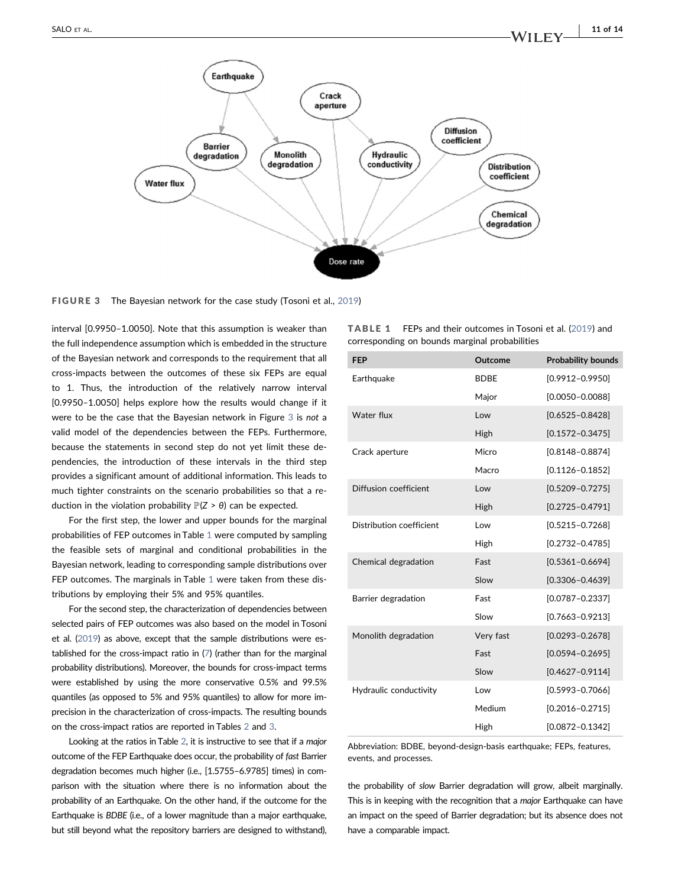FIGURE 3 The Bayesian network for the case study (Tosoni et al., 2019)

interval [0.9950–1.0050]. Note that this assumption is weaker than the full independence assumption which is embedded in the structure of the Bayesian network and corresponds to the requirement that all cross-impacts between the outcomes of these six FEPs are equal to 1. Thus, the introduction of the relatively narrow interval [0.9950–1.0050] helps explore how the results would change if it were to be the case that the Bayesian network in Figure 3 is *not* a valid model of the dependencies between the FEPs. Furthermore, because the statements in second step do not yet limit these dependencies, the introduction of these intervals in the third step provides a significant amount of additional information. This leads to much tighter constraints on the scenario probabilities so that a reduction in the violation probability $\mathbb{P}(Z > \theta)$ can be expected.

For the first step, the lower and upper bounds for the marginal probabilities of FEP outcomes in Table 1 were computed by sampling the feasible sets of marginal and conditional probabilities in the Bayesian network, leading to corresponding sample distributions over FEP outcomes. The marginals in Table 1 were taken from these distributions by employing their 5% and 95% quantiles.

For the second step, the characterization of dependencies between selected pairs of FEP outcomes was also based on the model in Tosoni et al. (2019) as above, except that the sample distributions were established for the cross-impact ratio in (7) (rather than for the marginal probability distributions). Moreover, the bounds for cross-impact terms were established by using the more conservative 0.5% and 99.5% quantiles (as opposed to 5% and 95% quantiles) to allow for more imprecision in the characterization of cross-impacts. The resulting bounds on the cross-impact ratios are reported in Tables 2 and 3.

Looking at the ratios in Table 2, it is instructive to see that if a *major* outcome of the FEP Earthquake does occur, the probability of *fast* Barrier degradation becomes much higher (i.e., [1.5755–6.9785] times) in comparison with the situation where there is no information about the probability of an Earthquake. On the other hand, if the outcome for the Earthquake is *BDBE* (i.e., of a lower magnitude than a major earthquake, but still beyond what the repository barriers are designed to withstand), the probability of *slow* Barrier degradation will grow, albeit marginally. This is in keeping with the recognition that a *major* Earthquake can have an impact on the speed of Barrier degradation; but its absence does not have a comparable impact.

**TABLE 1** FEPs and their outcomes in Tosoni et al. (2019) and corresponding on bounds marginal probabilities

| FEP | Outcome | Probability bounds |
|---|---|---|
| Earthquake | BDBE | [0.9912–0.9950] |
| | Major | [0.0050–0.0088] |
| Water flux | Low | [0.6525–0.8428] |
| | High | [0.1572–0.3475] |
| Crack aperture | Micro | [0.8148–0.8874] |
| | Macro | [0.1126–0.1852] |
| Diffusion coefficient | Low | [0.5209–0.7275] |
| | High | [0.2725–0.4791] |
| Distribution coefficient | Low | [0.5215–0.7268] |
| | High | [0.2732–0.4785] |
| Chemical degradation | Fast | [0.5361–0.6694] |
| | Slow | [0.3306–0.4639] |
| Barrier degradation | Fast | [0.0787–0.2337] |
| | Slow | [0.7663–0.9213] |
| Monolith degradation | Very fast | [0.0293–0.2678] |
| | Fast | [0.0594–0.2695] |
| | Slow | [0.4627–0.9114] |
| Hydraulic conductivity | Low | [0.5993–0.7066] |
| | Medium | [0.2016–0.2715] |
| | High | [0.0872–0.1342] |

Abbreviation: BDBE, beyond-design-basis earthquake; FEPs, features, events, and processes.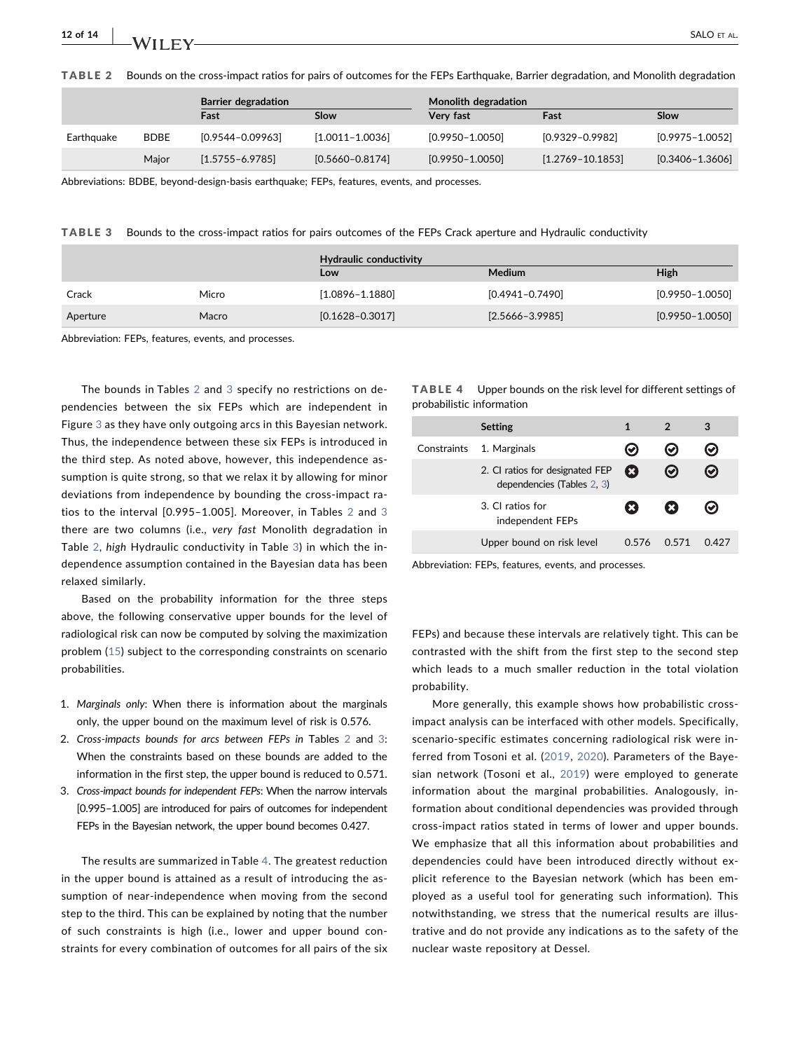**TABLE 2** Bounds on the cross-impact ratios for pairs of outcomes for the FEPs Earthquake, Barrier degradation, and Monolith degradation

| | | Barrier degradation | | Monolith degradation | | |
|---|---|---|---|---|---|---|
| | | Fast | Slow | Very fast | Fast | Slow |
| Earthquake | BDBE | [0.9544–0.09963] | [1.0011–1.0036] | [0.9950–1.0050] | [0.9329–0.9982] | [0.9975–1.0052] |
| | Major | [1.5755–6.9785] | [0.5660–0.8174] | [0.9950–1.0050] | [1.2769–10.1853] | [0.3406–1.3606] |

Abbreviations: BDBE, beyond-design-basis earthquake; FEPs, features, events, and processes.

**TABLE 3** Bounds to the cross-impact ratios for pairs outcomes of the FEPs Crack aperture and Hydraulic conductivity

| | | Hydraulic conductivity | | |
|---|---|---|---|---|
| | | Low | Medium | High |
| Crack | Micro | [1.0896–1.1880] | [0.4941–0.7490] | [0.9950–1.0050] |
| Aperture | Macro | [0.1628–0.3017] | [2.5666–3.9985] | [0.9950–1.0050] |

Abbreviation: FEPs, features, events, and processes.

The bounds in Tables 2 and 3 specify no restrictions on dependencies between the six FEPs which are independent in Figure 3 as they have only outgoing arcs in this Bayesian network. Thus, the independence between these six FEPs is introduced in the third step. As noted above, however, this independence assumption is quite strong, so that we relax it by allowing for minor deviations from independence by bounding the cross-impact ratios to the interval [0.995–1.005]. Moreover, in Tables 2 and 3 there are two columns (i.e., *very fast* Monolith degradation in Table 2, *high* Hydraulic conductivity in Table 3) in which the independence assumption contained in the Bayesian data has been relaxed similarly.

Based on the probability information for the three steps above, the following conservative upper bounds for the level of radiological risk can now be computed by solving the maximization problem (15) subject to the corresponding constraints on scenario probabilities.

1. *Marginals only*: When there is information about the marginals only, the upper bound on the maximum level of risk is 0.576.
2. *Cross-impacts bounds for arcs between FEPs in* Tables 2 and 3: When the constraints based on these bounds are added to the information in the first step, the upper bound is reduced to 0.571.
3. *Cross-impact bounds for independent FEPs*: When the narrow intervals [0.995–1.005] are introduced for pairs of outcomes for independent FEPs in the Bayesian network, the upper bound becomes 0.427.

The results are summarized in Table 4. The greatest reduction in the upper bound is attained as a result of introducing the assumption of near-independence when moving from the second step to the third. This can be explained by noting that the number of such constraints is high (i.e., lower and upper bound constraints for every combination of outcomes for all pairs of the six FEPs) and because these intervals are relatively tight. This can be contrasted with the shift from the first step to the second step which leads to a much smaller reduction in the total violation probability.

**TABLE 4** Upper bounds on the risk level for different settings of probabilistic information

| | Setting | 1 | 2 | 3 |
|---|---|---|---|---|
| Constraints | 1. Marginals | ✓ | ✓ | ✓ |
| | 2. CI ratios for designated FEP dependencies (Tables 2, 3) | ✗ | ✓ | ✓ |
| | 3. CI ratios for independent FEPs | ✗ | ✗ | ✓ |
| | Upper bound on risk level | 0.576 | 0.571 | 0.427 |

Abbreviation: FEPs, features, events, and processes.

More generally, this example shows how probabilistic cross-impact analysis can be interfaced with other models. Specifically, scenario-specific estimates concerning radiological risk were inferred from Tosoni et al. (2019, 2020). Parameters of the Bayesian network (Tosoni et al., 2019) were employed to generate information about the marginal probabilities. Analogously, information about conditional dependencies was provided through cross-impact ratios stated in terms of lower and upper bounds. We emphasize that all this information about probabilities and dependencies could have been introduced directly without explicit reference to the Bayesian network (which has been employed as a useful tool for generating such information). This notwithstanding, we stress that the numerical results are illustrative and do not provide any indications as to the safety of the nuclear waste repository at Dessel.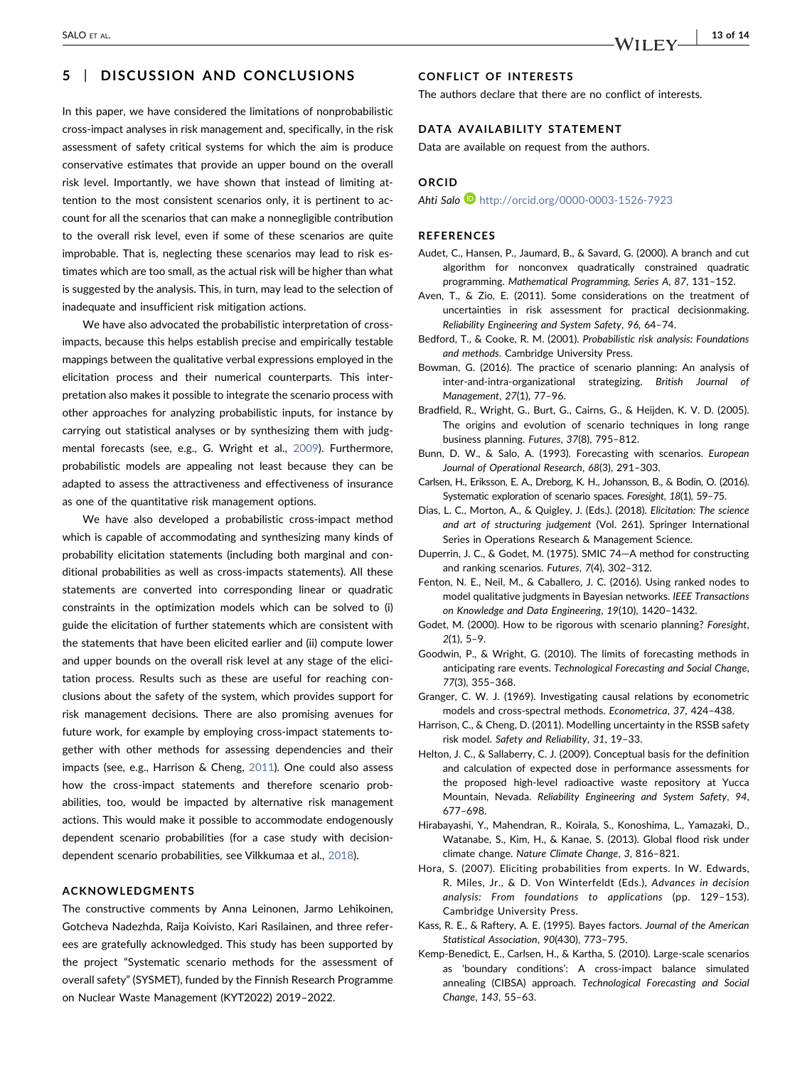## 5 | DISCUSSION AND CONCLUSIONS

In this paper, we have considered the limitations of nonprobabilistic cross-impact analyses in risk management and, specifically, in the risk assessment of safety critical systems for which the aim is produce conservative estimates that provide an upper bound on the overall risk level. Importantly, we have shown that instead of limiting attention to the most consistent scenarios only, it is pertinent to account for all the scenarios that can make a nonnegligible contribution to the overall risk level, even if some of these scenarios are quite improbable. That is, neglecting these scenarios may lead to risk estimates which are too small, as the actual risk will be higher than what is suggested by the analysis. This, in turn, may lead to the selection of inadequate and insufficient risk mitigation actions.

We have also advocated the probabilistic interpretation of cross-impacts, because this helps establish precise and empirically testable mappings between the qualitative verbal expressions employed in the elicitation process and their numerical counterparts. This interpretation also makes it possible to integrate the scenario process with other approaches for analyzing probabilistic inputs, for instance by carrying out statistical analyses or by synthesizing them with judgmental forecasts (see, e.g., G. Wright et al., 2009). Furthermore, probabilistic models are appealing not least because they can be adapted to assess the attractiveness and effectiveness of insurance as one of the quantitative risk management options.

We have also developed a probabilistic cross-impact method which is capable of accommodating and synthesizing many kinds of probability elicitation statements (including both marginal and conditional probabilities as well as cross-impacts statements). All these statements are converted into corresponding linear or quadratic constraints in the optimization models which can be solved to (i) guide the elicitation of further statements which are consistent with the statements that have been elicited earlier and (ii) compute lower and upper bounds on the overall risk level at any stage of the elicitation process. Results such as these are useful for reaching conclusions about the safety of the system, which provides support for risk management decisions. There are also promising avenues for future work, for example by employing cross-impact statements together with other methods for assessing dependencies and their impacts (see, e.g., Harrison & Cheng, 2011). One could also assess how the cross-impact statements and therefore scenario probabilities, too, would be impacted by alternative risk management actions. This would make it possible to accommodate endogenously dependent scenario probabilities (for a case study with decision-dependent scenario probabilities, see Vilkkumaa et al., 2018).

## ACKNOWLEDGMENTS

The constructive comments by Anna Leinonen, Jarmo Lehikoinen, Gotcheva Nadezhda, Raija Koivisto, Kari Rasilainen, and three referees are gratefully acknowledged. This study has been supported by the project "Systematic scenario methods for the assessment of overall safety" (SYSMET), funded by the Finnish Research Programme on Nuclear Waste Management (KYT2022) 2019–2022.

## CONFLICT OF INTERESTS

The authors declare that there are no conflict of interests.

## DATA AVAILABILITY STATEMENT

Data are available on request from the authors.

## ORCID

*Ahti Salo* http://orcid.org/0000-0003-1526-7923

## REFERENCES

Audet, C., Hansen, P., Jaumard, B., & Savard, G. (2000). A branch and cut algorithm for nonconvex quadratically constrained quadratic programming. *Mathematical Programming, Series A*, *87*, 131–152.

Aven, T., & Zio, E. (2011). Some considerations on the treatment of uncertainties in risk assessment for practical decisionmaking. *Reliability Engineering and System Safety*, *96*, 64–74.

Bedford, T., & Cooke, R. M. (2001). *Probabilistic risk analysis: Foundations and methods*. Cambridge University Press.

Bowman, G. (2016). The practice of scenario planning: An analysis of inter-and-intra-organizational strategizing. *British Journal of Management*, *27*(1), 77–96.

Bradfield, R., Wright, G., Burt, G., Cairns, G., & Heijden, K. V. D. (2005). The origins and evolution of scenario techniques in long range business planning. *Futures*, *37*(8), 795–812.

Bunn, D. W., & Salo, A. (1993). Forecasting with scenarios. *European Journal of Operational Research*, *68*(3), 291–303.

Carlsen, H., Eriksson, E. A., Dreborg, K. H., Johansson, B., & Bodin, O. (2016). Systematic exploration of scenario spaces. *Foresight*, *18*(1), 59–75.

Dias, L. C., Morton, A., & Quigley, J. (Eds.). (2018). *Elicitation: The science and art of structuring judgement* (Vol. 261). Springer International Series in Operations Research & Management Science.

Duperrin, J. C., & Godet, M. (1975). SMIC 74—A method for constructing and ranking scenarios. *Futures*, *7*(4), 302–312.

Fenton, N. E., Neil, M., & Caballero, J. C. (2016). Using ranked nodes to model qualitative judgments in Bayesian networks. *IEEE Transactions on Knowledge and Data Engineering*, *19*(10), 1420–1432.

Godet, M. (2000). How to be rigorous with scenario planning? *Foresight*, *2*(1), 5–9.

Goodwin, P., & Wright, G. (2010). The limits of forecasting methods in anticipating rare events. *Technological Forecasting and Social Change*, *77*(3), 355–368.

Granger, C. W. J. (1969). Investigating causal relations by econometric models and cross-spectral methods. *Econometrica*, *37*, 424–438.

Harrison, C., & Cheng, D. (2011). Modelling uncertainty in the RSSB safety risk model. *Safety and Reliability*, *31*, 19–33.

Helton, J. C., & Sallaberry, C. J. (2009). Conceptual basis for the definition and calculation of expected dose in performance assessments for the proposed high-level radioactive waste repository at Yucca Mountain, Nevada. *Reliability Engineering and System Safety*, *94*, 677–698.

Hirabayashi, Y., Mahendran, R., Koirala, S., Konoshima, L., Yamazaki, D., Watanabe, S., Kim, H., & Kanae, S. (2013). Global flood risk under climate change. *Nature Climate Change*, *3*, 816–821.

Hora, S. (2007). Eliciting probabilities from experts. In W. Edwards, R. Miles, Jr., & D. Von Winterfeldt (Eds.), *Advances in decision analysis: From foundations to applications* (pp. 129–153). Cambridge University Press.

Kass, R. E., & Raftery, A. E. (1995). Bayes factors. *Journal of the American Statistical Association*, *90*(430), 773–795.

Kemp-Benedict, E., Carlsen, H., & Kartha, S. (2010). Large-scale scenarios as 'boundary conditions': A cross-impact balance simulated annealing (CIBSA) approach. *Technological Forecasting and Social Change*, *143*, 55–63.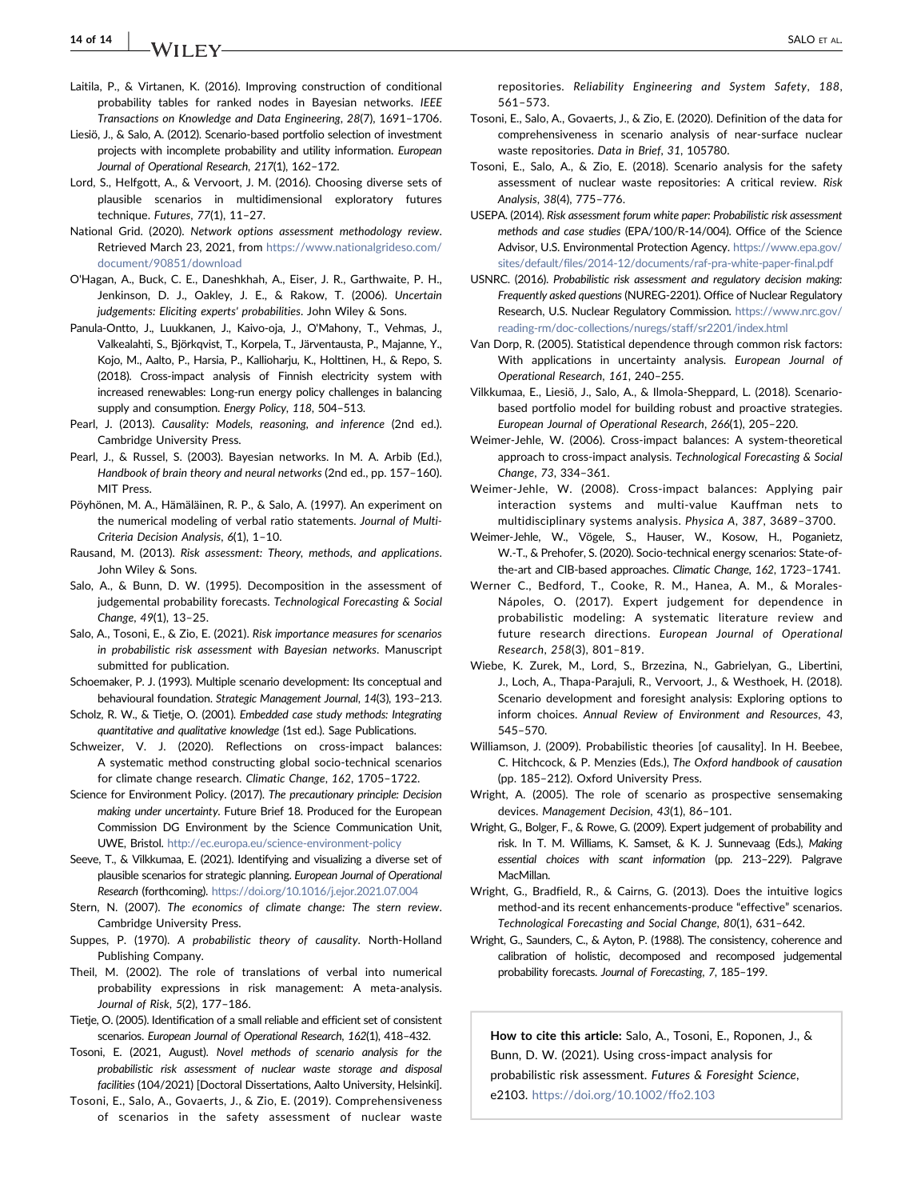Laitila, P., & Virtanen, K. (2016). Improving construction of conditional probability tables for ranked nodes in Bayesian networks. *IEEE Transactions on Knowledge and Data Engineering*, *28*(7), 1691–1706.

Liesiö, J., & Salo, A. (2012). Scenario-based portfolio selection of investment projects with incomplete probability and utility information. *European Journal of Operational Research*, *217*(1), 162–172.

Lord, S., Helfgott, A., & Vervoort, J. M. (2016). Choosing diverse sets of plausible scenarios in multidimensional exploratory futures technique. *Futures*, *77*(1), 11–27.

National Grid. (2020). *Network options assessment methodology review*. Retrieved March 23, 2021, from https://www.nationalgrideso.com/document/90851/download

O'Hagan, A., Buck, C. E., Daneshkhah, A., Eiser, J. R., Garthwaite, P. H., Jenkinson, D. J., Oakley, J. E., & Rakow, T. (2006). *Uncertain judgements: Eliciting experts' probabilities*. John Wiley & Sons.

Panula-Ontto, J., Luukkanen, J., Kaivo-oja, J., O'Mahony, T., Vehmas, J., Valkealahti, S., Björkqvist, T., Korpela, T., Järventausta, P., Majanne, Y., Kojo, M., Aalto, P., Harsia, P., Kallioharju, K., Holttinen, H., & Repo, S. (2018). Cross-impact analysis of Finnish electricity system with increased renewables: Long-run energy policy challenges in balancing supply and consumption. *Energy Policy*, *118*, 504–513.

Pearl, J. (2013). *Causality: Models, reasoning, and inference* (2nd ed.). Cambridge University Press.

Pearl, J., & Russel, S. (2003). Bayesian networks. In M. A. Arbib (Ed.), *Handbook of brain theory and neural networks* (2nd ed., pp. 157–160). MIT Press.

Pöyhönen, M. A., Hämäläinen, R. P., & Salo, A. (1997). An experiment on the numerical modeling of verbal ratio statements. *Journal of Multi-Criteria Decision Analysis*, *6*(1), 1–10.

Rausand, M. (2013). *Risk assessment: Theory, methods, and applications*. John Wiley & Sons.

Salo, A., & Bunn, D. W. (1995). Decomposition in the assessment of judgemental probability forecasts. *Technological Forecasting & Social Change*, *49*(1), 13–25.

Salo, A., Tosoni, E., & Zio, E. (2021). *Risk importance measures for scenarios in probabilistic risk assessment with Bayesian networks*. Manuscript submitted for publication.

Schoemaker, P. J. (1993). Multiple scenario development: Its conceptual and behavioural foundation. *Strategic Management Journal*, *14*(3), 193–213.

Scholz, R. W., & Tietje, O. (2001). *Embedded case study methods: Integrating quantitative and qualitative knowledge* (1st ed.). Sage Publications.

Schweizer, V. J. (2020). Reflections on cross-impact balances: A systematic method constructing global socio-technical scenarios for climate change research. *Climatic Change*, *162*, 1705–1722.

Science for Environment Policy. (2017). *The precautionary principle: Decision making under uncertainty*. Future Brief 18. Produced for the European Commission DG Environment by the Science Communication Unit, UWE, Bristol. http://ec.europa.eu/science-environment-policy

Seeve, T., & Vilkkumaa, E. (2021). Identifying and visualizing a diverse set of plausible scenarios for strategic planning. *European Journal of Operational Research* (forthcoming). https://doi.org/10.1016/j.ejor.2021.07.004

Stern, N. (2007). *The economics of climate change: The stern review*. Cambridge University Press.

Suppes, P. (1970). *A probabilistic theory of causality*. North-Holland Publishing Company.

Theil, M. (2002). The role of translations of verbal into numerical probability expressions in risk management: A meta-analysis. *Journal of Risk*, *5*(2), 177–186.

Tietje, O. (2005). Identification of a small reliable and efficient set of consistent scenarios. *European Journal of Operational Research*, *162*(1), 418–432.

Tosoni, E. (2021, August). *Novel methods of scenario analysis for the probabilistic risk assessment of nuclear waste storage and disposal facilities* (104/2021) [Doctoral Dissertations, Aalto University, Helsinki].

Tosoni, E., Salo, A., Govaerts, J., & Zio, E. (2019). Comprehensiveness of scenarios in the safety assessment of nuclear waste repositories. *Reliability Engineering and System Safety*, *188*, 561–573.

Tosoni, E., Salo, A., Govaerts, J., & Zio, E. (2020). Definition of the data for comprehensiveness in scenario analysis of near-surface nuclear waste repositories. *Data in Brief*, *31*, 105780.

Tosoni, E., Salo, A., & Zio, E. (2018). Scenario analysis for the safety assessment of nuclear waste repositories: A critical review. *Risk Analysis*, *38*(4), 775–776.

USEPA. (2014). *Risk assessment forum white paper: Probabilistic risk assessment methods and case studies* (EPA/100/R-14/004). Office of the Science Advisor, U.S. Environmental Protection Agency. https://www.epa.gov/sites/default/files/2014-12/documents/raf-pra-white-paper-final.pdf

USNRC. (2016). *Probabilistic risk assessment and regulatory decision making: Frequently asked questions* (NUREG-2201). Office of Nuclear Regulatory Research, U.S. Nuclear Regulatory Commission. https://www.nrc.gov/reading-rm/doc-collections/nuregs/staff/sr2201/index.html

Van Dorp, R. (2005). Statistical dependence through common risk factors: With applications in uncertainty analysis. *European Journal of Operational Research*, *161*, 240–255.

Vilkkumaa, E., Liesiö, J., Salo, A., & Ilmola-Sheppard, L. (2018). Scenario-based portfolio model for building robust and proactive strategies. *European Journal of Operational Research*, *266*(1), 205–220.

Weimer-Jehle, W. (2006). Cross-impact balances: A system-theoretical approach to cross-impact analysis. *Technological Forecasting & Social Change*, *73*, 334–361.

Weimer-Jehle, W. (2008). Cross-impact balances: Applying pair interaction systems and multi-value Kauffman nets to multidisciplinary systems analysis. *Physica A*, *387*, 3689–3700.

Weimer-Jehle, W., Vögele, S., Hauser, W., Kosow, H., Poganietz, W.-T., & Prehofer, S. (2020). Socio-technical energy scenarios: State-of-the-art and CIB-based approaches. *Climatic Change*, *162*, 1723–1741.

Werner C., Bedford, T., Cooke, R. M., Hanea, A. M., & Morales-Nápoles, O. (2017). Expert judgement for dependence in probabilistic modeling: A systematic literature review and future research directions. *European Journal of Operational Research*, *258*(3), 801–819.

Wiebe, K. Zurek, M., Lord, S., Brzezina, N., Gabrielyan, G., Libertini, J., Loch, A., Thapa-Parajuli, R., Vervoort, J., & Westhoek, H. (2018). Scenario development and foresight analysis: Exploring options to inform choices. *Annual Review of Environment and Resources*, *43*, 545–570.

Williamson, J. (2009). Probabilistic theories [of causality]. In H. Beebee, C. Hitchcock, & P. Menzies (Eds.), *The Oxford handbook of causation* (pp. 185–212). Oxford University Press.

Wright, A. (2005). The role of scenario as prospective sensemaking devices. *Management Decision*, *43*(1), 86–101.

Wright, G., Bolger, F., & Rowe, G. (2009). Expert judgement of probability and risk. In T. M. Williams, K. Samset, & K. J. Sunnevaag (Eds.), *Making essential choices with scant information* (pp. 213–229). Palgrave MacMillan.

Wright, G., Bradfield, R., & Cairns, G. (2013). Does the intuitive logics method-and its recent enhancements-produce "effective" scenarios. *Technological Forecasting and Social Change*, *80*(1), 631–642.

Wright, G., Saunders, C., & Ayton, P. (1988). The consistency, coherence and calibration of holistic, decomposed and recomposed judgemental probability forecasts. *Journal of Forecasting*, *7*, 185–199.

**How to cite this article:** Salo, A., Tosoni, E., Roponen, J., & Bunn, D. W. (2021). Using cross-impact analysis for probabilistic risk assessment. *Futures & Foresight Science*, e2103. https://doi.org/10.1002/ffo2.103